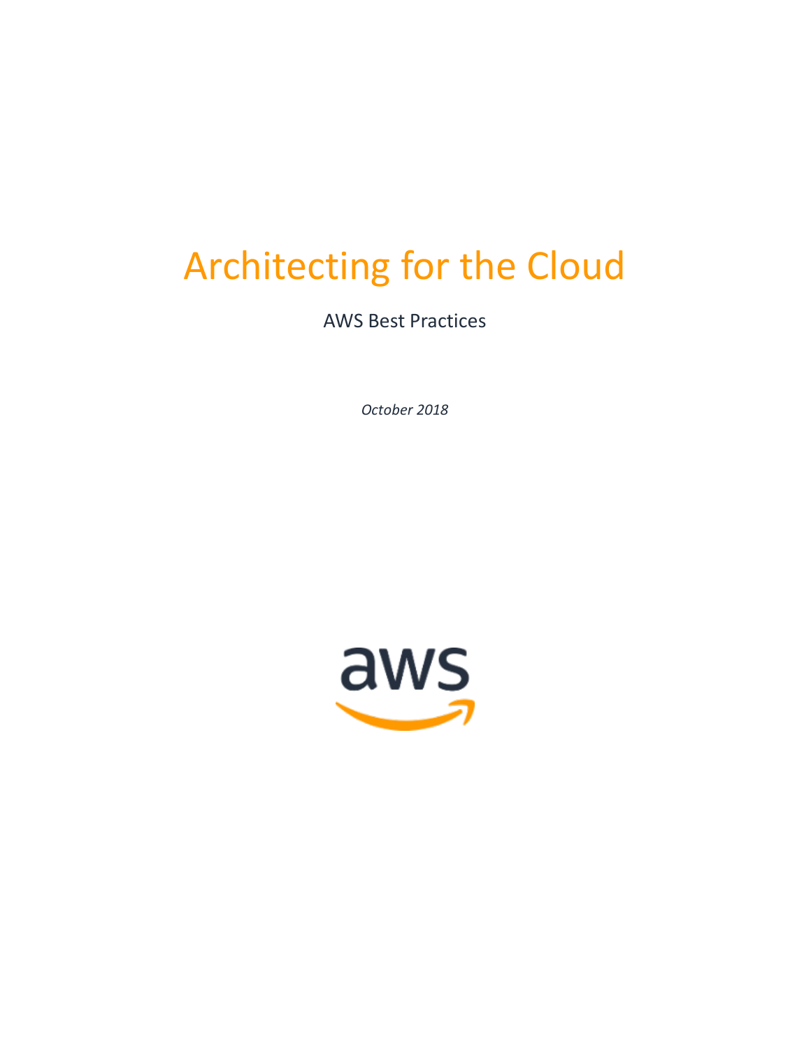# Architecting for the Cloud

AWS Best Practices

*October 2018*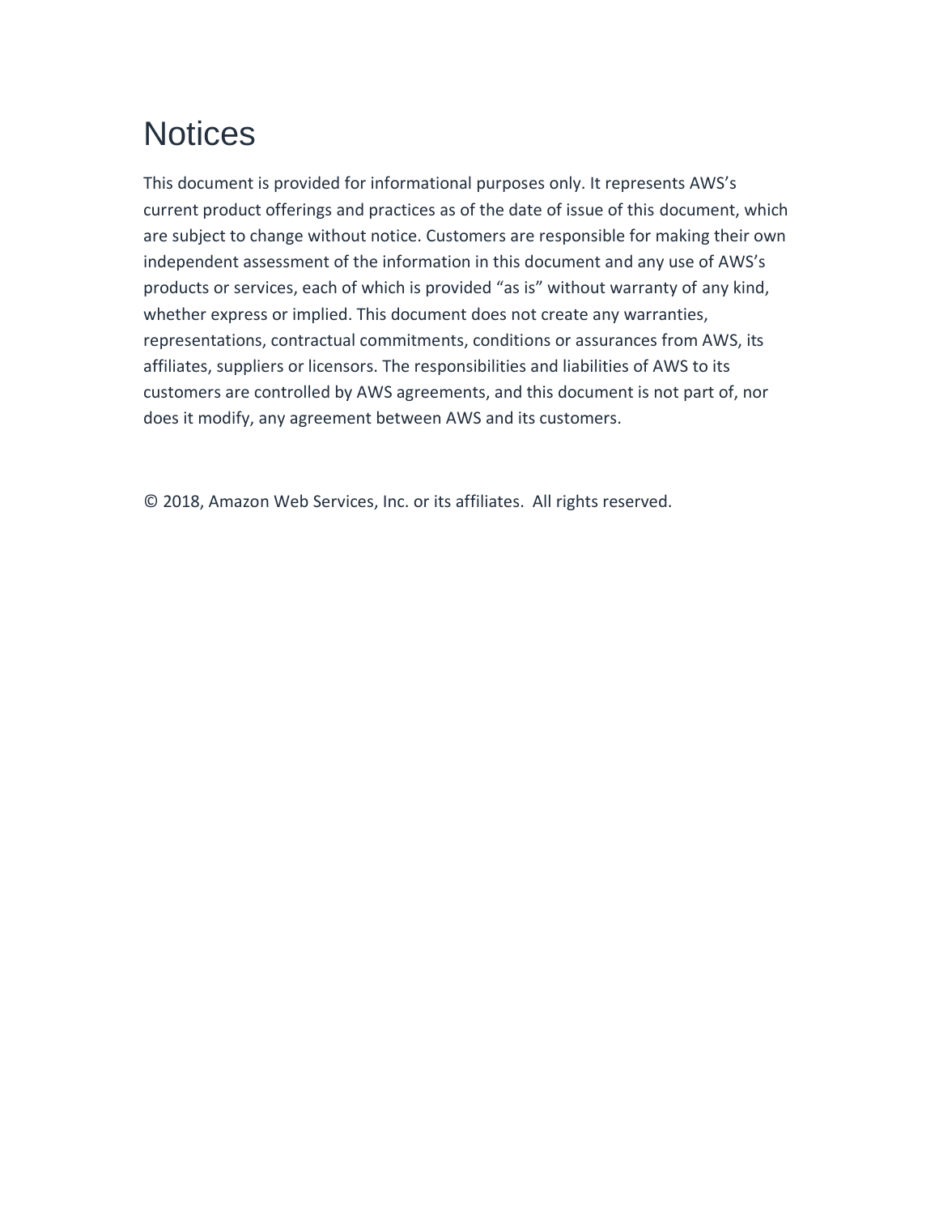# Notices

This document is provided for informational purposes only. It represents AWS's current product offerings and practices as of the date of issue of this document, which are subject to change without notice. Customers are responsible for making their own independent assessment of the information in this document and any use of AWS's products or services, each of which is provided "as is" without warranty of any kind, whether express or implied. This document does not create any warranties, representations, contractual commitments, conditions or assurances from AWS, its affiliates, suppliers or licensors. The responsibilities and liabilities of AWS to its customers are controlled by AWS agreements, and this document is not part of, nor does it modify, any agreement between AWS and its customers.

© 2018, Amazon Web Services, Inc. or its affiliates. All rights reserved.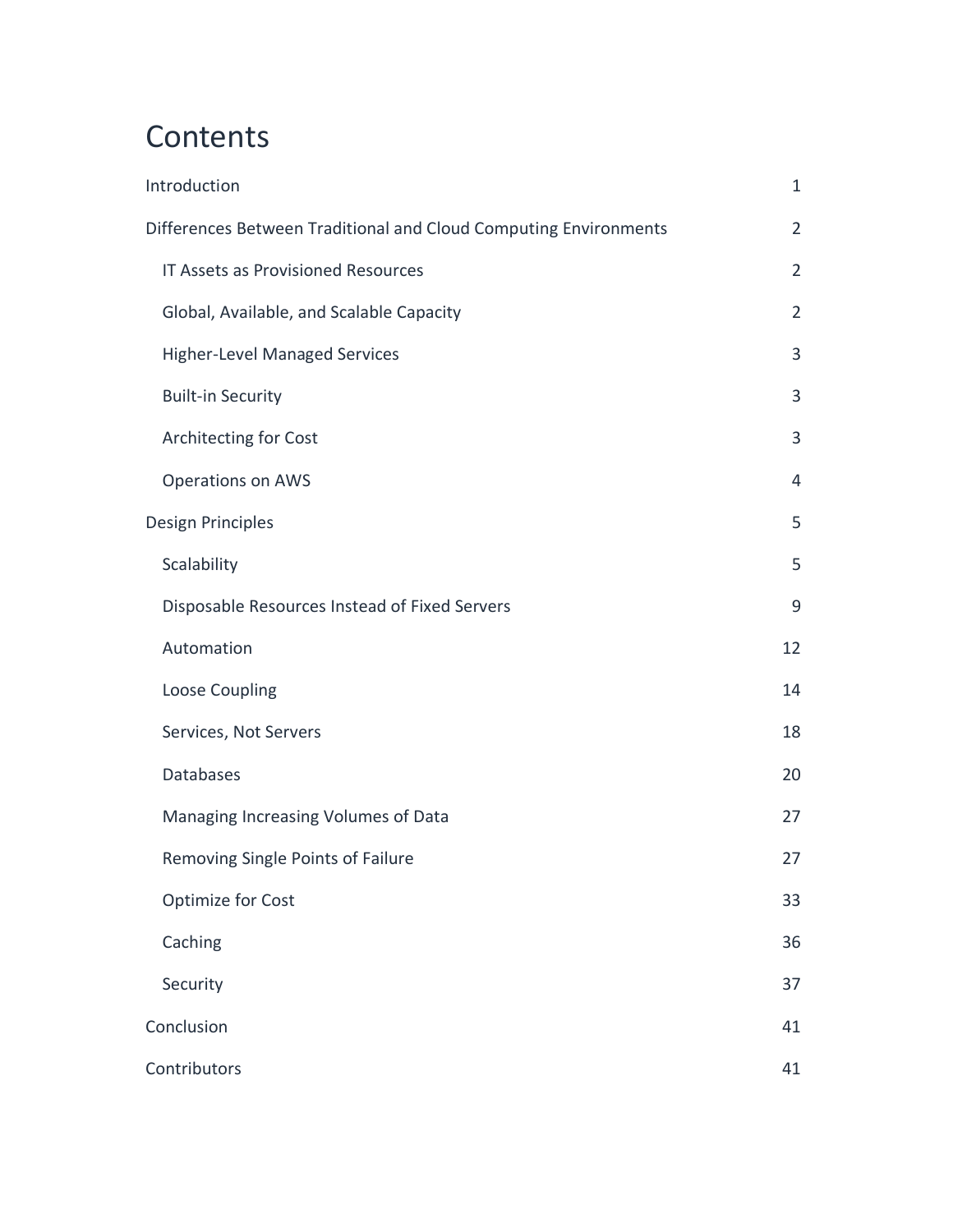# Contents

- Introduction 1
- Differences Between Traditional and Cloud Computing Environments 2
  - IT Assets as Provisioned Resources 2
  - Global, Available, and Scalable Capacity 2
  - Higher-Level Managed Services 3
  - Built-in Security 3
  - Architecting for Cost 3
  - Operations on AWS 4
- Design Principles 5
  - Scalability 5
  - Disposable Resources Instead of Fixed Servers 9
  - Automation 12
  - Loose Coupling 14
  - Services, Not Servers 18
  - Databases 20
  - Managing Increasing Volumes of Data 27
  - Removing Single Points of Failure 27
  - Optimize for Cost 33
  - Caching 36
  - Security 37
- Conclusion 41
- Contributors 41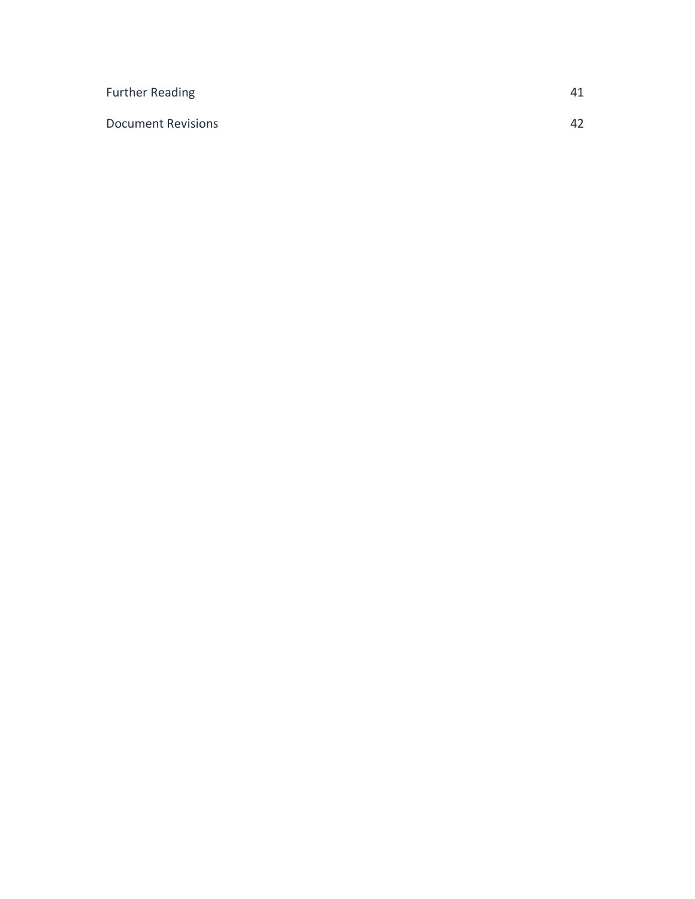| | |
|---|---|
| Further Reading | 41 |
| Document Revisions | 42 |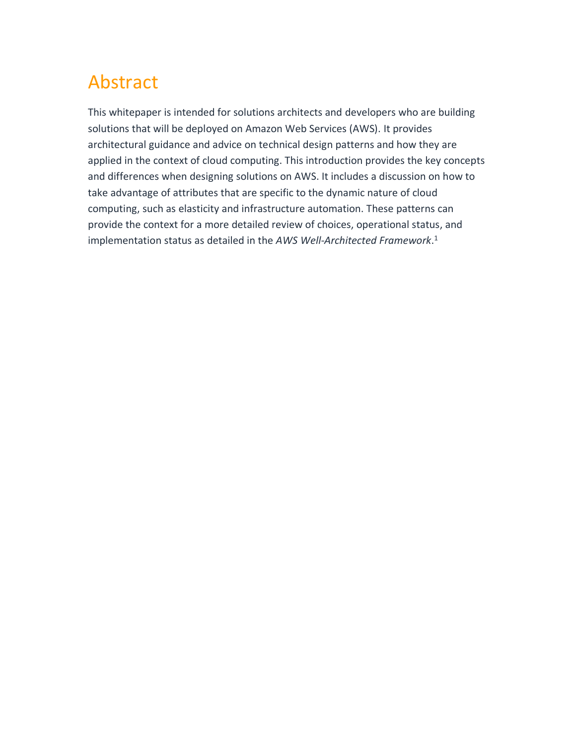# Abstract

This whitepaper is intended for solutions architects and developers who are building solutions that will be deployed on Amazon Web Services (AWS). It provides architectural guidance and advice on technical design patterns and how they are applied in the context of cloud computing. This introduction provides the key concepts and differences when designing solutions on AWS. It includes a discussion on how to take advantage of attributes that are specific to the dynamic nature of cloud computing, such as elasticity and infrastructure automation. These patterns can provide the context for a more detailed review of choices, operational status, and implementation status as detailed in the *AWS Well-Architected Framework*.[1]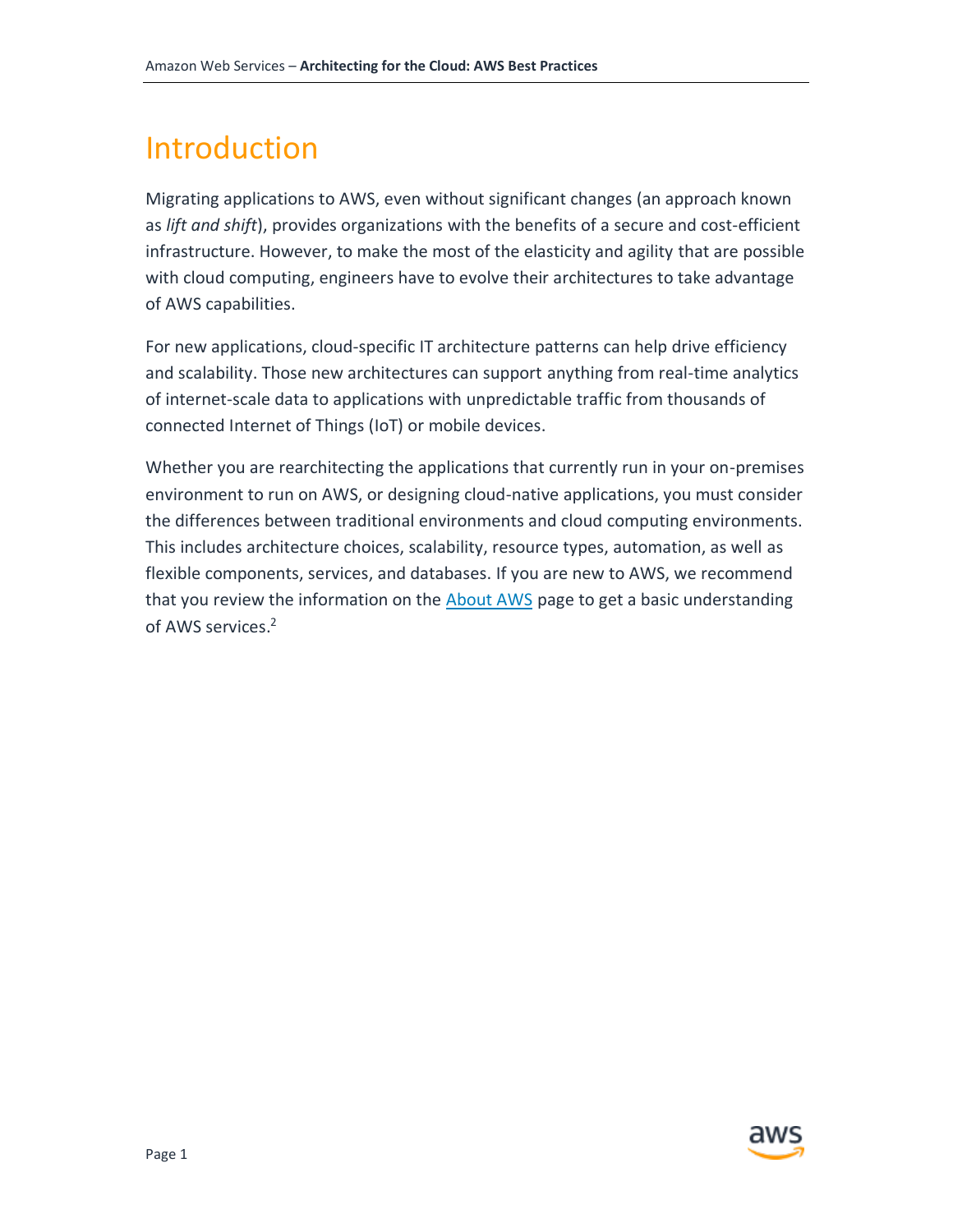# Introduction

Migrating applications to AWS, even without significant changes (an approach known as *lift and shift*), provides organizations with the benefits of a secure and cost-efficient infrastructure. However, to make the most of the elasticity and agility that are possible with cloud computing, engineers have to evolve their architectures to take advantage of AWS capabilities.

For new applications, cloud-specific IT architecture patterns can help drive efficiency and scalability. Those new architectures can support anything from real-time analytics of internet-scale data to applications with unpredictable traffic from thousands of connected Internet of Things (IoT) or mobile devices.

Whether you are rearchitecting the applications that currently run in your on-premises environment to run on AWS, or designing cloud-native applications, you must consider the differences between traditional environments and cloud computing environments. This includes architecture choices, scalability, resource types, automation, as well as flexible components, services, and databases. If you are new to AWS, we recommend that you review the information on the About AWS page to get a basic understanding of AWS services.[2]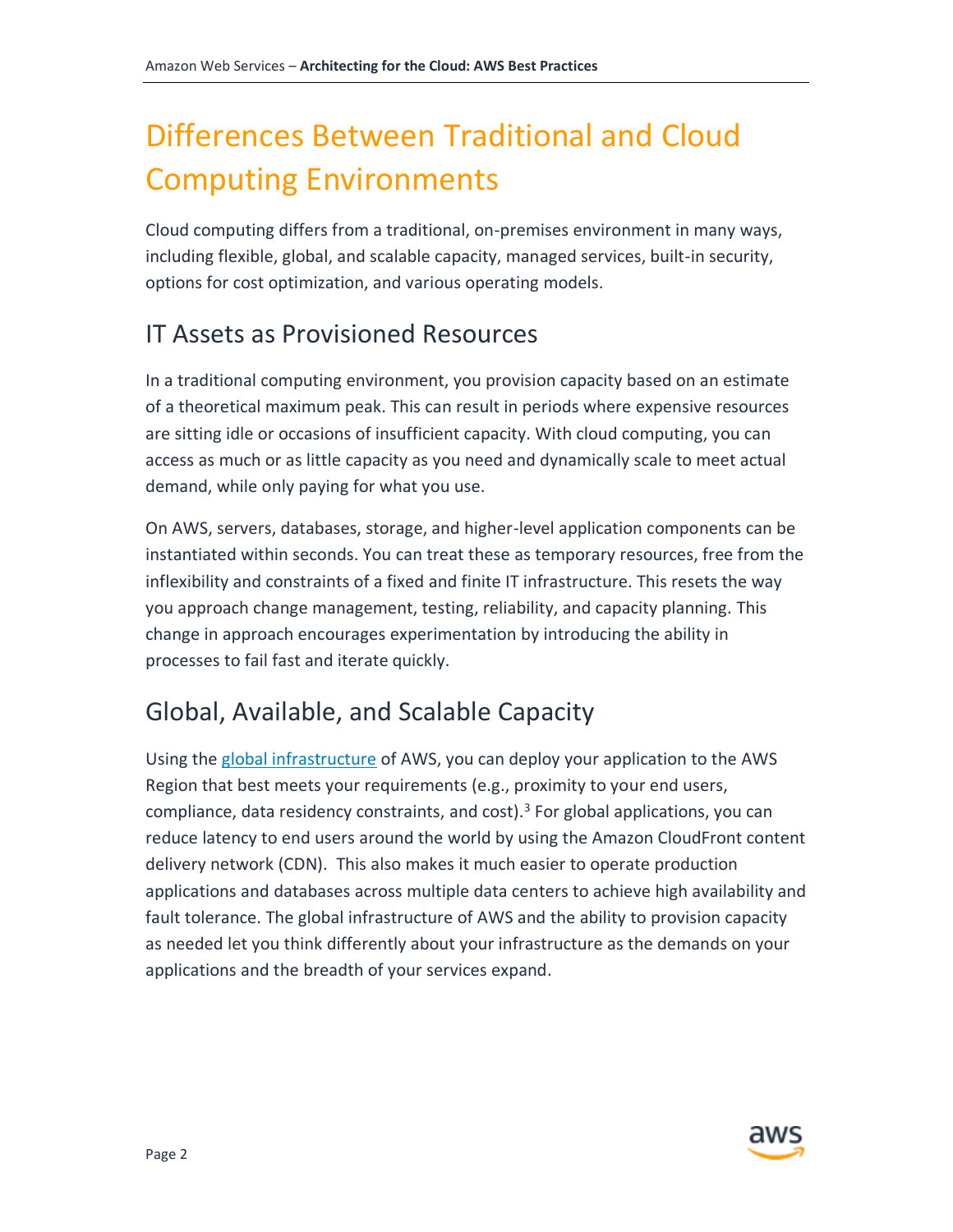# Differences Between Traditional and Cloud Computing Environments

Cloud computing differs from a traditional, on-premises environment in many ways, including flexible, global, and scalable capacity, managed services, built-in security, options for cost optimization, and various operating models.

## IT Assets as Provisioned Resources

In a traditional computing environment, you provision capacity based on an estimate of a theoretical maximum peak. This can result in periods where expensive resources are sitting idle or occasions of insufficient capacity. With cloud computing, you can access as much or as little capacity as you need and dynamically scale to meet actual demand, while only paying for what you use.

On AWS, servers, databases, storage, and higher-level application components can be instantiated within seconds. You can treat these as temporary resources, free from the inflexibility and constraints of a fixed and finite IT infrastructure. This resets the way you approach change management, testing, reliability, and capacity planning. This change in approach encourages experimentation by introducing the ability in processes to fail fast and iterate quickly.

## Global, Available, and Scalable Capacity

Using the global infrastructure of AWS, you can deploy your application to the AWS Region that best meets your requirements (e.g., proximity to your end users, compliance, data residency constraints, and cost).[3] For global applications, you can reduce latency to end users around the world by using the Amazon CloudFront content delivery network (CDN). This also makes it much easier to operate production applications and databases across multiple data centers to achieve high availability and fault tolerance. The global infrastructure of AWS and the ability to provision capacity as needed let you think differently about your infrastructure as the demands on your applications and the breadth of your services expand.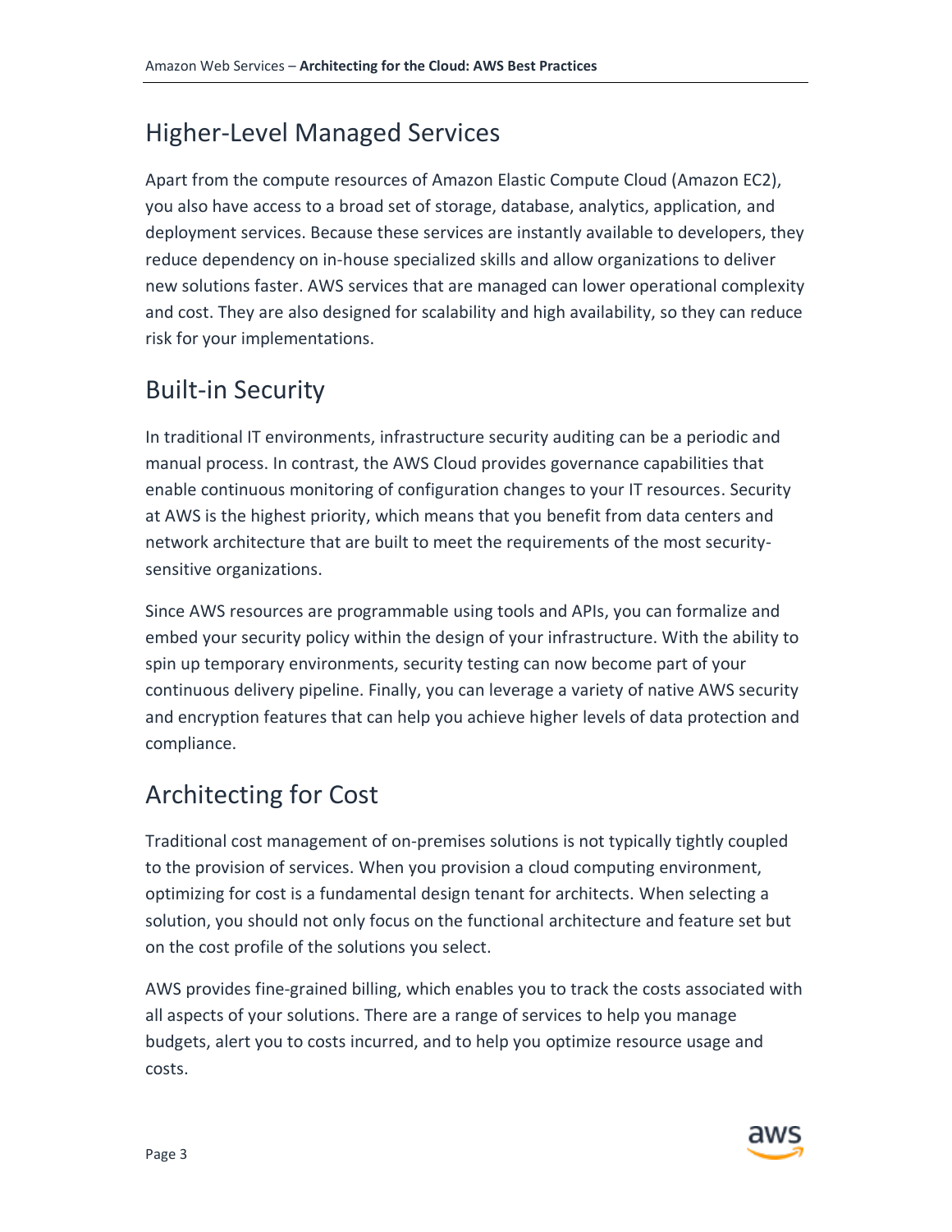## Higher-Level Managed Services

Apart from the compute resources of Amazon Elastic Compute Cloud (Amazon EC2), you also have access to a broad set of storage, database, analytics, application, and deployment services. Because these services are instantly available to developers, they reduce dependency on in-house specialized skills and allow organizations to deliver new solutions faster. AWS services that are managed can lower operational complexity and cost. They are also designed for scalability and high availability, so they can reduce risk for your implementations.

## Built-in Security

In traditional IT environments, infrastructure security auditing can be a periodic and manual process. In contrast, the AWS Cloud provides governance capabilities that enable continuous monitoring of configuration changes to your IT resources. Security at AWS is the highest priority, which means that you benefit from data centers and network architecture that are built to meet the requirements of the most security-sensitive organizations.

Since AWS resources are programmable using tools and APIs, you can formalize and embed your security policy within the design of your infrastructure. With the ability to spin up temporary environments, security testing can now become part of your continuous delivery pipeline. Finally, you can leverage a variety of native AWS security and encryption features that can help you achieve higher levels of data protection and compliance.

## Architecting for Cost

Traditional cost management of on-premises solutions is not typically tightly coupled to the provision of services. When you provision a cloud computing environment, optimizing for cost is a fundamental design tenant for architects. When selecting a solution, you should not only focus on the functional architecture and feature set but on the cost profile of the solutions you select.

AWS provides fine-grained billing, which enables you to track the costs associated with all aspects of your solutions. There are a range of services to help you manage budgets, alert you to costs incurred, and to help you optimize resource usage and costs.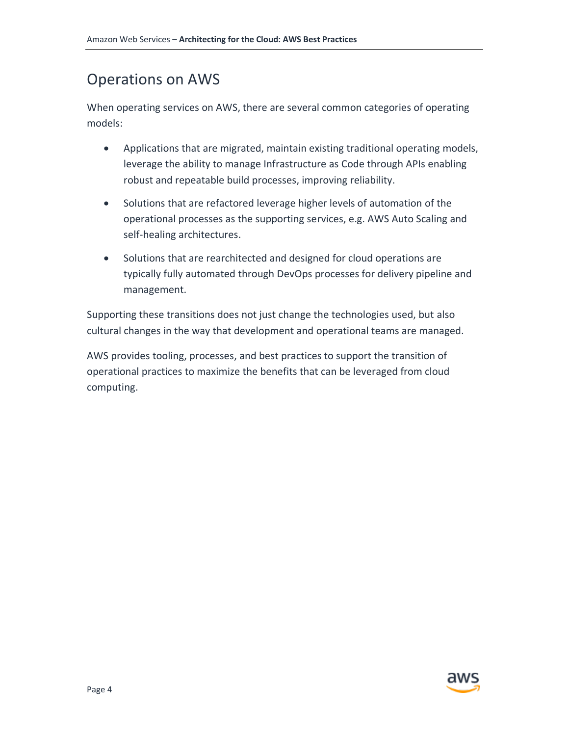## Operations on AWS

When operating services on AWS, there are several common categories of operating models:

- Applications that are migrated, maintain existing traditional operating models, leverage the ability to manage Infrastructure as Code through APIs enabling robust and repeatable build processes, improving reliability.
- Solutions that are refactored leverage higher levels of automation of the operational processes as the supporting services, e.g. AWS Auto Scaling and self-healing architectures.
- Solutions that are rearchitected and designed for cloud operations are typically fully automated through DevOps processes for delivery pipeline and management.

Supporting these transitions does not just change the technologies used, but also cultural changes in the way that development and operational teams are managed.

AWS provides tooling, processes, and best practices to support the transition of operational practices to maximize the benefits that can be leveraged from cloud computing.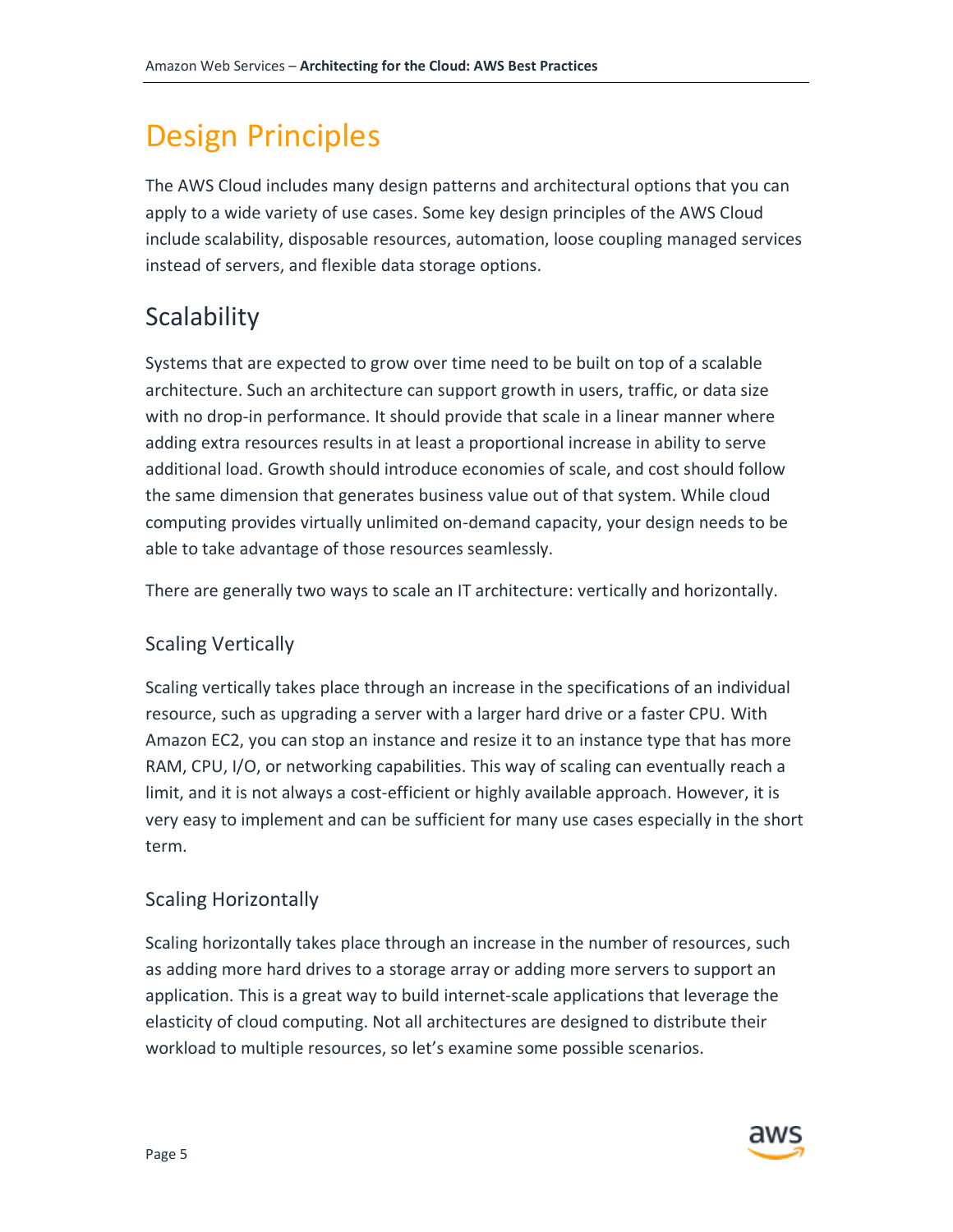# Design Principles

The AWS Cloud includes many design patterns and architectural options that you can apply to a wide variety of use cases. Some key design principles of the AWS Cloud include scalability, disposable resources, automation, loose coupling managed services instead of servers, and flexible data storage options.

## Scalability

Systems that are expected to grow over time need to be built on top of a scalable architecture. Such an architecture can support growth in users, traffic, or data size with no drop-in performance. It should provide that scale in a linear manner where adding extra resources results in at least a proportional increase in ability to serve additional load. Growth should introduce economies of scale, and cost should follow the same dimension that generates business value out of that system. While cloud computing provides virtually unlimited on-demand capacity, your design needs to be able to take advantage of those resources seamlessly.

There are generally two ways to scale an IT architecture: vertically and horizontally.

### Scaling Vertically

Scaling vertically takes place through an increase in the specifications of an individual resource, such as upgrading a server with a larger hard drive or a faster CPU. With Amazon EC2, you can stop an instance and resize it to an instance type that has more RAM, CPU, I/O, or networking capabilities. This way of scaling can eventually reach a limit, and it is not always a cost-efficient or highly available approach. However, it is very easy to implement and can be sufficient for many use cases especially in the short term.

### Scaling Horizontally

Scaling horizontally takes place through an increase in the number of resources, such as adding more hard drives to a storage array or adding more servers to support an application. This is a great way to build internet-scale applications that leverage the elasticity of cloud computing. Not all architectures are designed to distribute their workload to multiple resources, so let's examine some possible scenarios.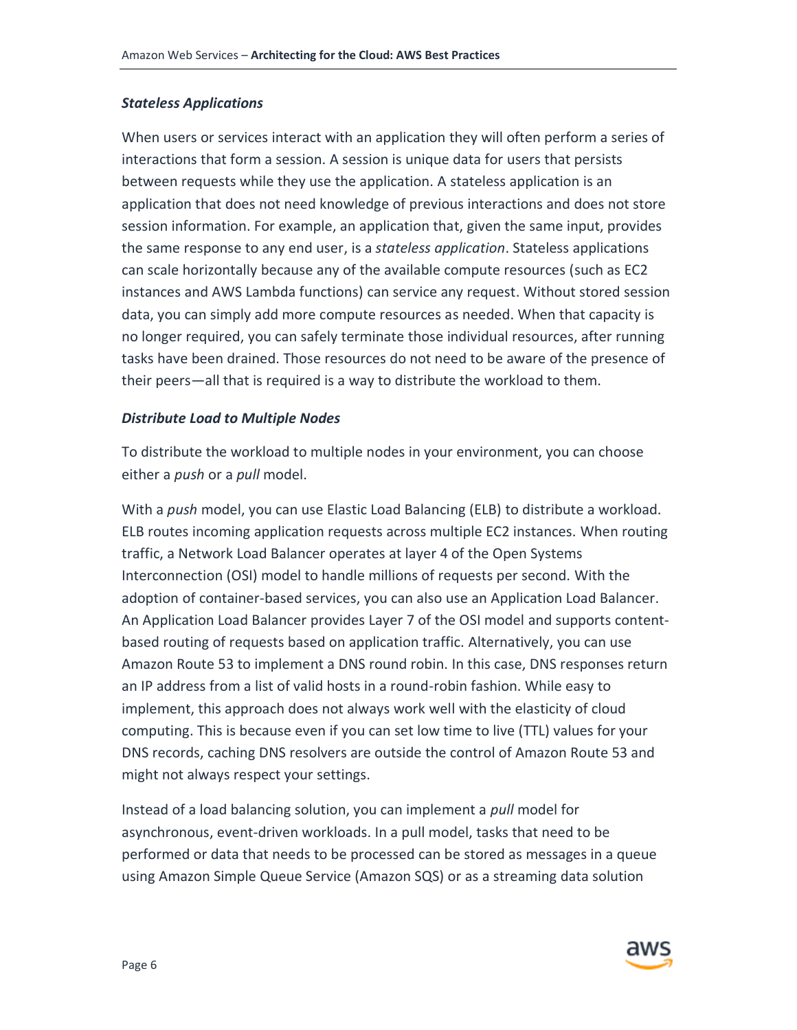#### *Stateless Applications*

When users or services interact with an application they will often perform a series of interactions that form a session. A session is unique data for users that persists between requests while they use the application. A stateless application is an application that does not need knowledge of previous interactions and does not store session information. For example, an application that, given the same input, provides the same response to any end user, is a *stateless application*. Stateless applications can scale horizontally because any of the available compute resources (such as EC2 instances and AWS Lambda functions) can service any request. Without stored session data, you can simply add more compute resources as needed. When that capacity is no longer required, you can safely terminate those individual resources, after running tasks have been drained. Those resources do not need to be aware of the presence of their peers—all that is required is a way to distribute the workload to them.

#### *Distribute Load to Multiple Nodes*

To distribute the workload to multiple nodes in your environment, you can choose either a *push* or a *pull* model.

With a *push* model, you can use Elastic Load Balancing (ELB) to distribute a workload. ELB routes incoming application requests across multiple EC2 instances. When routing traffic, a Network Load Balancer operates at layer 4 of the Open Systems Interconnection (OSI) model to handle millions of requests per second. With the adoption of container-based services, you can also use an Application Load Balancer. An Application Load Balancer provides Layer 7 of the OSI model and supports content-based routing of requests based on application traffic. Alternatively, you can use Amazon Route 53 to implement a DNS round robin. In this case, DNS responses return an IP address from a list of valid hosts in a round-robin fashion. While easy to implement, this approach does not always work well with the elasticity of cloud computing. This is because even if you can set low time to live (TTL) values for your DNS records, caching DNS resolvers are outside the control of Amazon Route 53 and might not always respect your settings.

Instead of a load balancing solution, you can implement a *pull* model for asynchronous, event-driven workloads. In a pull model, tasks that need to be performed or data that needs to be processed can be stored as messages in a queue using Amazon Simple Queue Service (Amazon SQS) or as a streaming data solution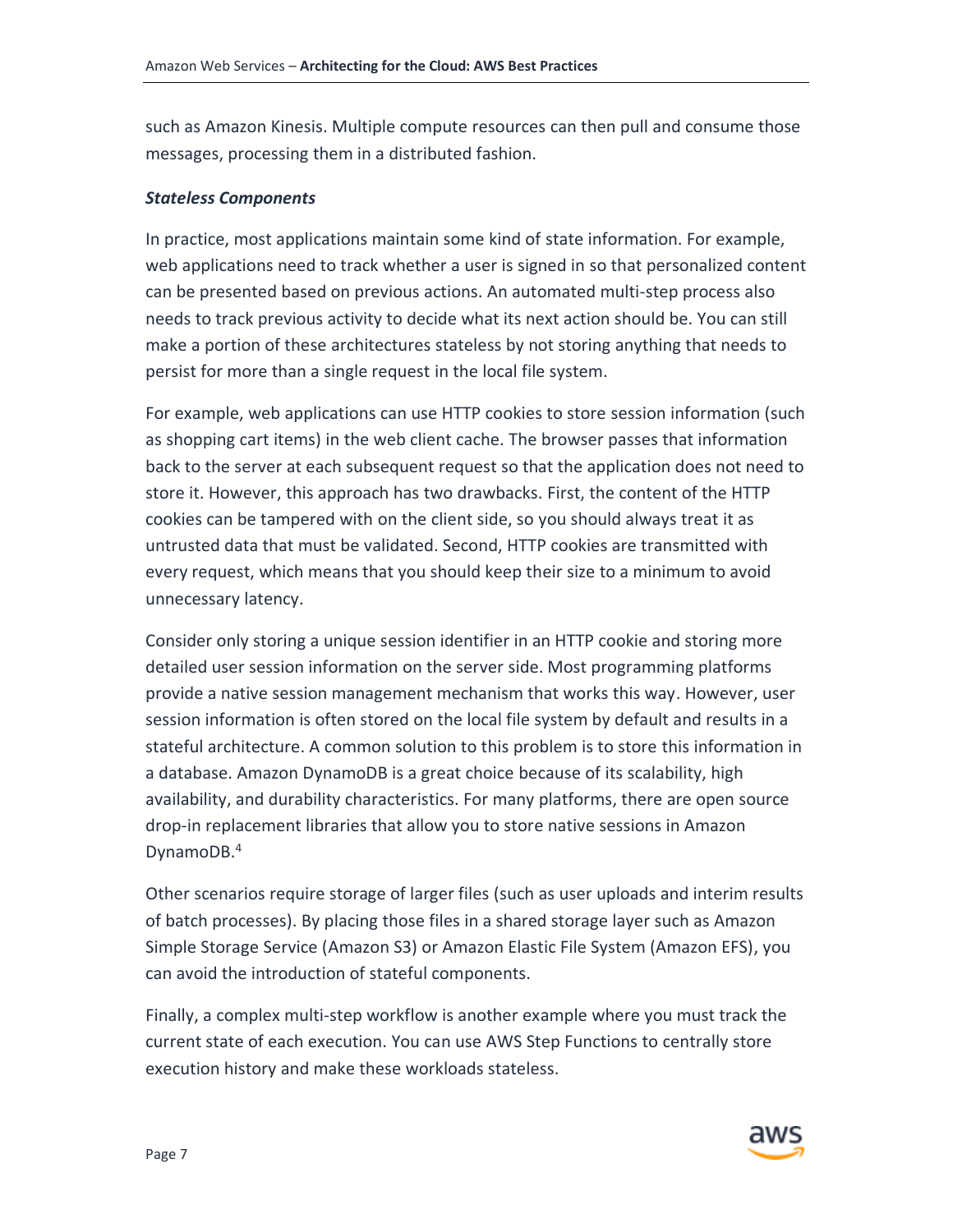such as Amazon Kinesis. Multiple compute resources can then pull and consume those messages, processing them in a distributed fashion.

***Stateless Components***

In practice, most applications maintain some kind of state information. For example, web applications need to track whether a user is signed in so that personalized content can be presented based on previous actions. An automated multi-step process also needs to track previous activity to decide what its next action should be. You can still make a portion of these architectures stateless by not storing anything that needs to persist for more than a single request in the local file system.

For example, web applications can use HTTP cookies to store session information (such as shopping cart items) in the web client cache. The browser passes that information back to the server at each subsequent request so that the application does not need to store it. However, this approach has two drawbacks. First, the content of the HTTP cookies can be tampered with on the client side, so you should always treat it as untrusted data that must be validated. Second, HTTP cookies are transmitted with every request, which means that you should keep their size to a minimum to avoid unnecessary latency.

Consider only storing a unique session identifier in an HTTP cookie and storing more detailed user session information on the server side. Most programming platforms provide a native session management mechanism that works this way. However, user session information is often stored on the local file system by default and results in a stateful architecture. A common solution to this problem is to store this information in a database. Amazon DynamoDB is a great choice because of its scalability, high availability, and durability characteristics. For many platforms, there are open source drop-in replacement libraries that allow you to store native sessions in Amazon DynamoDB.[4]

Other scenarios require storage of larger files (such as user uploads and interim results of batch processes). By placing those files in a shared storage layer such as Amazon Simple Storage Service (Amazon S3) or Amazon Elastic File System (Amazon EFS), you can avoid the introduction of stateful components.

Finally, a complex multi-step workflow is another example where you must track the current state of each execution. You can use AWS Step Functions to centrally store execution history and make these workloads stateless.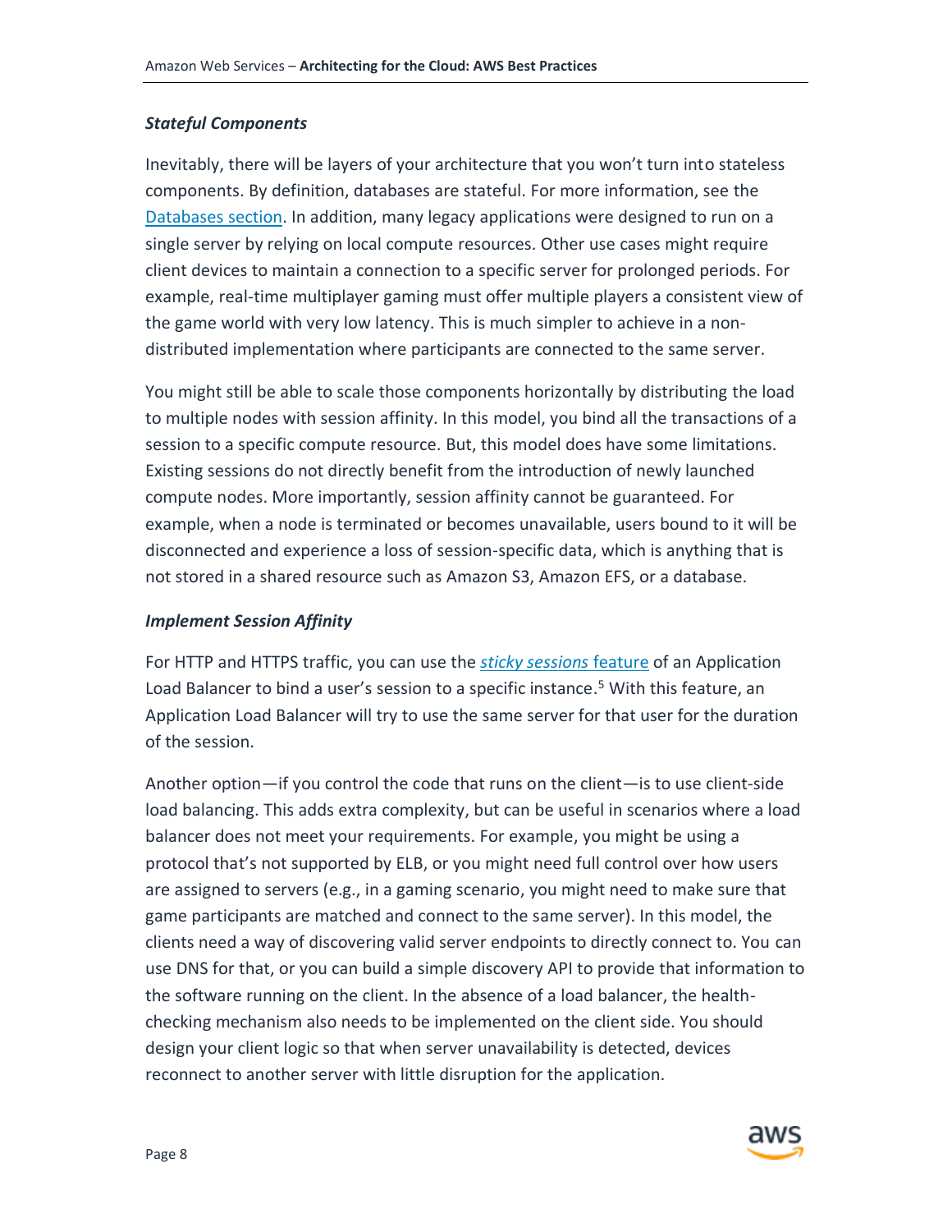### *Stateful Components*

Inevitably, there will be layers of your architecture that you won't turn into stateless components. By definition, databases are stateful. For more information, see the Databases section. In addition, many legacy applications were designed to run on a single server by relying on local compute resources. Other use cases might require client devices to maintain a connection to a specific server for prolonged periods. For example, real-time multiplayer gaming must offer multiple players a consistent view of the game world with very low latency. This is much simpler to achieve in a non-distributed implementation where participants are connected to the same server.

You might still be able to scale those components horizontally by distributing the load to multiple nodes with session affinity. In this model, you bind all the transactions of a session to a specific compute resource. But, this model does have some limitations. Existing sessions do not directly benefit from the introduction of newly launched compute nodes. More importantly, session affinity cannot be guaranteed. For example, when a node is terminated or becomes unavailable, users bound to it will be disconnected and experience a loss of session-specific data, which is anything that is not stored in a shared resource such as Amazon S3, Amazon EFS, or a database.

### *Implement Session Affinity*

For HTTP and HTTPS traffic, you can use the *sticky sessions* feature of an Application Load Balancer to bind a user's session to a specific instance.[5] With this feature, an Application Load Balancer will try to use the same server for that user for the duration of the session.

Another option—if you control the code that runs on the client—is to use client-side load balancing. This adds extra complexity, but can be useful in scenarios where a load balancer does not meet your requirements. For example, you might be using a protocol that's not supported by ELB, or you might need full control over how users are assigned to servers (e.g., in a gaming scenario, you might need to make sure that game participants are matched and connect to the same server). In this model, the clients need a way of discovering valid server endpoints to directly connect to. You can use DNS for that, or you can build a simple discovery API to provide that information to the software running on the client. In the absence of a load balancer, the health-checking mechanism also needs to be implemented on the client side. You should design your client logic so that when server unavailability is detected, devices reconnect to another server with little disruption for the application.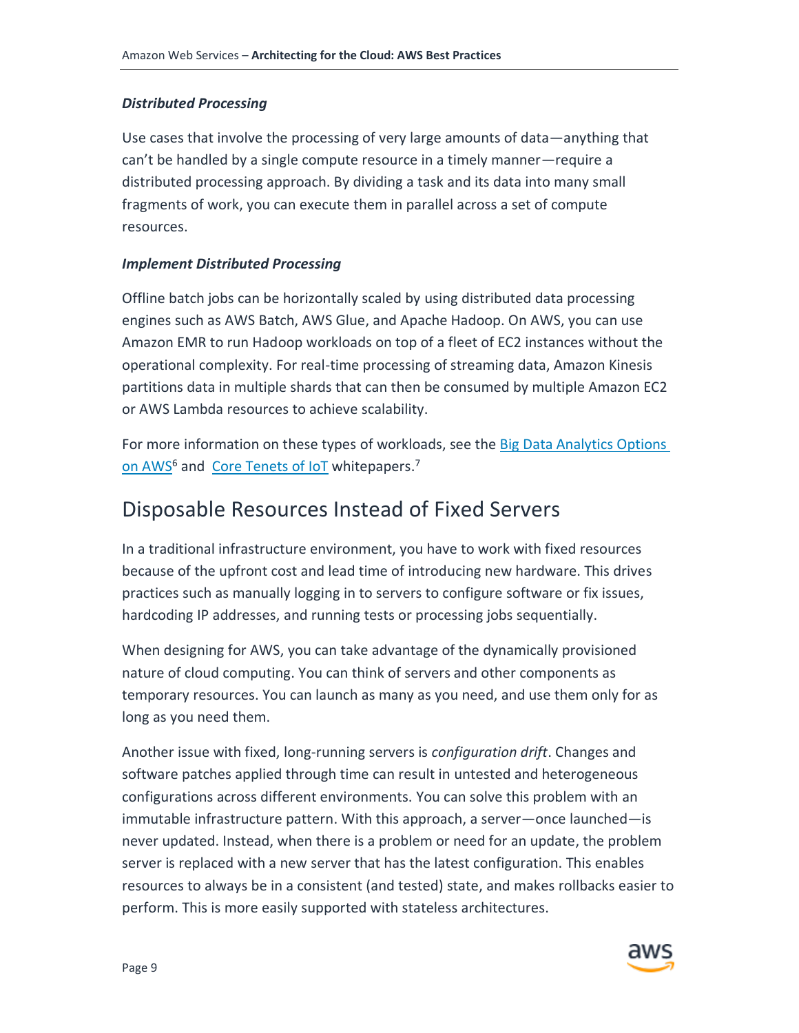#### *Distributed Processing*

Use cases that involve the processing of very large amounts of data—anything that can't be handled by a single compute resource in a timely manner—require a distributed processing approach. By dividing a task and its data into many small fragments of work, you can execute them in parallel across a set of compute resources.

#### *Implement Distributed Processing*

Offline batch jobs can be horizontally scaled by using distributed data processing engines such as AWS Batch, AWS Glue, and Apache Hadoop. On AWS, you can use Amazon EMR to run Hadoop workloads on top of a fleet of EC2 instances without the operational complexity. For real-time processing of streaming data, Amazon Kinesis partitions data in multiple shards that can then be consumed by multiple Amazon EC2 or AWS Lambda resources to achieve scalability.

For more information on these types of workloads, see the Big Data Analytics Options on AWS[6] and Core Tenets of IoT whitepapers.[7]

## Disposable Resources Instead of Fixed Servers

In a traditional infrastructure environment, you have to work with fixed resources because of the upfront cost and lead time of introducing new hardware. This drives practices such as manually logging in to servers to configure software or fix issues, hardcoding IP addresses, and running tests or processing jobs sequentially.

When designing for AWS, you can take advantage of the dynamically provisioned nature of cloud computing. You can think of servers and other components as temporary resources. You can launch as many as you need, and use them only for as long as you need them.

Another issue with fixed, long-running servers is *configuration drift*. Changes and software patches applied through time can result in untested and heterogeneous configurations across different environments. You can solve this problem with an immutable infrastructure pattern. With this approach, a server—once launched—is never updated. Instead, when there is a problem or need for an update, the problem server is replaced with a new server that has the latest configuration. This enables resources to always be in a consistent (and tested) state, and makes rollbacks easier to perform. This is more easily supported with stateless architectures.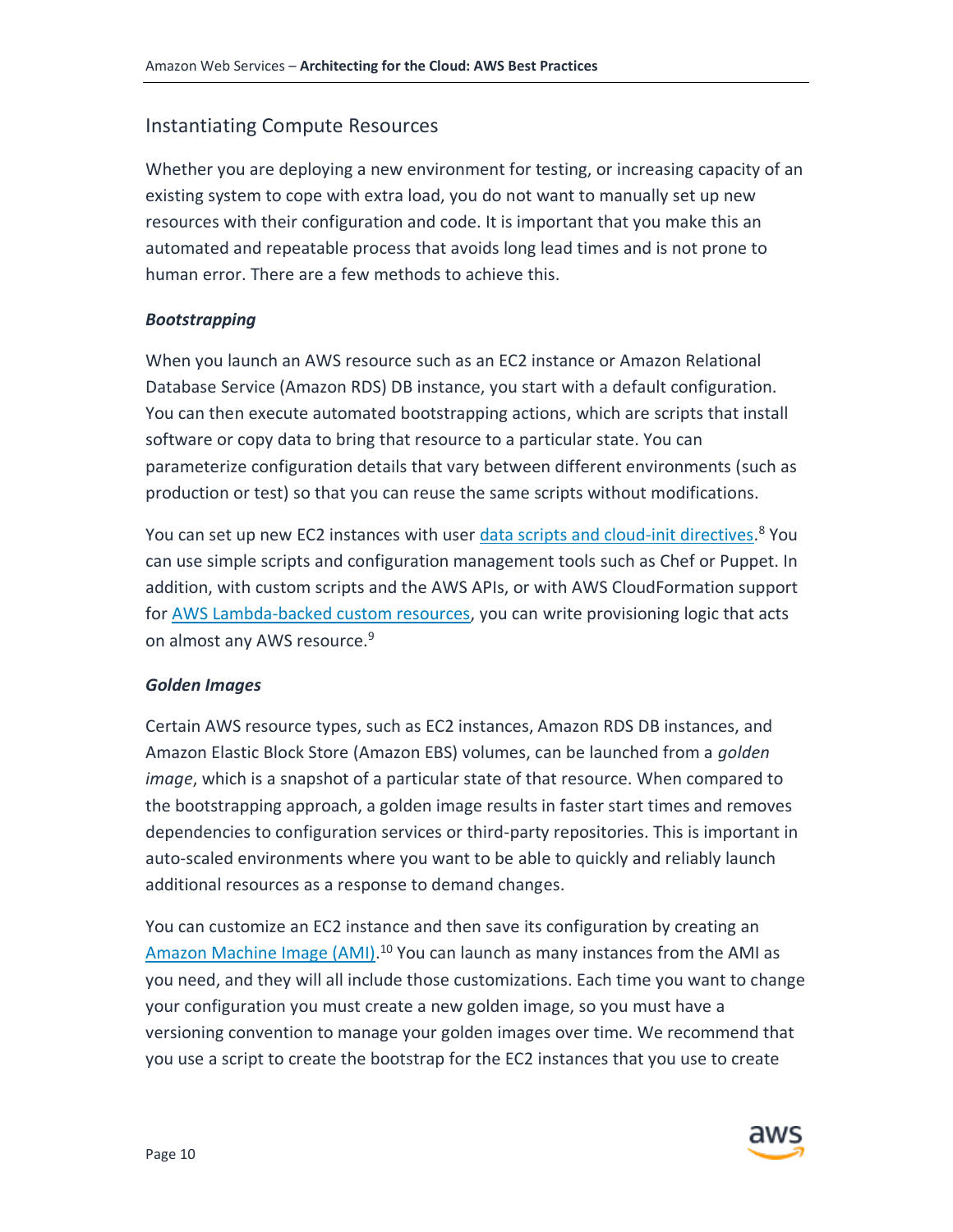## Instantiating Compute Resources

Whether you are deploying a new environment for testing, or increasing capacity of an existing system to cope with extra load, you do not want to manually set up new resources with their configuration and code. It is important that you make this an automated and repeatable process that avoids long lead times and is not prone to human error. There are a few methods to achieve this.

### *Bootstrapping*

When you launch an AWS resource such as an EC2 instance or Amazon Relational Database Service (Amazon RDS) DB instance, you start with a default configuration. You can then execute automated bootstrapping actions, which are scripts that install software or copy data to bring that resource to a particular state. You can parameterize configuration details that vary between different environments (such as production or test) so that you can reuse the same scripts without modifications.

You can set up new EC2 instances with user data scripts and cloud-init directives.[8] You can use simple scripts and configuration management tools such as Chef or Puppet. In addition, with custom scripts and the AWS APIs, or with AWS CloudFormation support for AWS Lambda-backed custom resources, you can write provisioning logic that acts on almost any AWS resource.[9]

### *Golden Images*

Certain AWS resource types, such as EC2 instances, Amazon RDS DB instances, and Amazon Elastic Block Store (Amazon EBS) volumes, can be launched from a *golden image*, which is a snapshot of a particular state of that resource. When compared to the bootstrapping approach, a golden image results in faster start times and removes dependencies to configuration services or third-party repositories. This is important in auto-scaled environments where you want to be able to quickly and reliably launch additional resources as a response to demand changes.

You can customize an EC2 instance and then save its configuration by creating an Amazon Machine Image (AMI).[10] You can launch as many instances from the AMI as you need, and they will all include those customizations. Each time you want to change your configuration you must create a new golden image, so you must have a versioning convention to manage your golden images over time. We recommend that you use a script to create the bootstrap for the EC2 instances that you use to create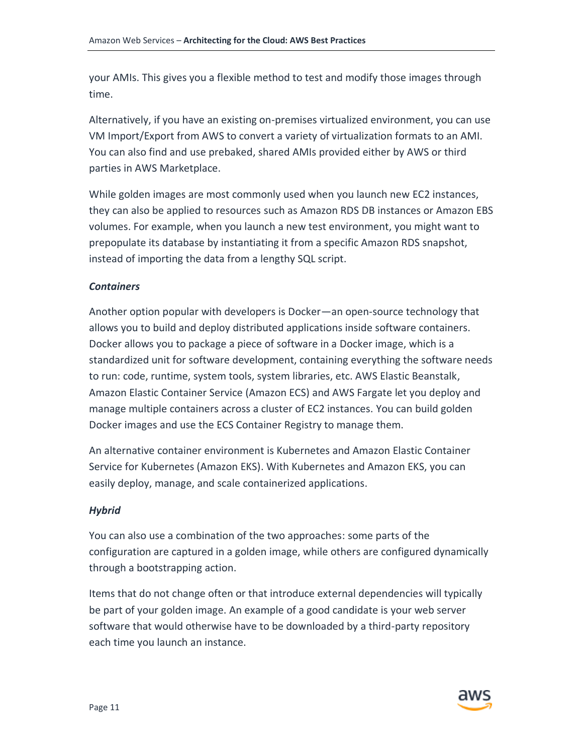your AMIs. This gives you a flexible method to test and modify those images through time.

Alternatively, if you have an existing on-premises virtualized environment, you can use VM Import/Export from AWS to convert a variety of virtualization formats to an AMI. You can also find and use prebaked, shared AMIs provided either by AWS or third parties in AWS Marketplace.

While golden images are most commonly used when you launch new EC2 instances, they can also be applied to resources such as Amazon RDS DB instances or Amazon EBS volumes. For example, when you launch a new test environment, you might want to prepopulate its database by instantiating it from a specific Amazon RDS snapshot, instead of importing the data from a lengthy SQL script.

***Containers***

Another option popular with developers is Docker—an open-source technology that allows you to build and deploy distributed applications inside software containers. Docker allows you to package a piece of software in a Docker image, which is a standardized unit for software development, containing everything the software needs to run: code, runtime, system tools, system libraries, etc. AWS Elastic Beanstalk, Amazon Elastic Container Service (Amazon ECS) and AWS Fargate let you deploy and manage multiple containers across a cluster of EC2 instances. You can build golden Docker images and use the ECS Container Registry to manage them.

An alternative container environment is Kubernetes and Amazon Elastic Container Service for Kubernetes (Amazon EKS). With Kubernetes and Amazon EKS, you can easily deploy, manage, and scale containerized applications.

***Hybrid***

You can also use a combination of the two approaches: some parts of the configuration are captured in a golden image, while others are configured dynamically through a bootstrapping action.

Items that do not change often or that introduce external dependencies will typically be part of your golden image. An example of a good candidate is your web server software that would otherwise have to be downloaded by a third-party repository each time you launch an instance.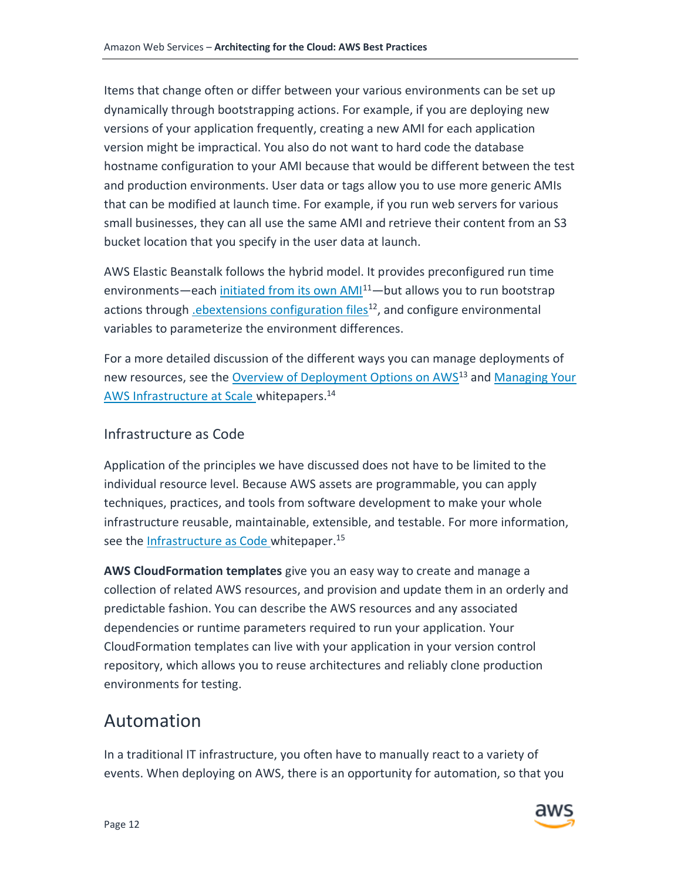Items that change often or differ between your various environments can be set up dynamically through bootstrapping actions. For example, if you are deploying new versions of your application frequently, creating a new AMI for each application version might be impractical. You also do not want to hard code the database hostname configuration to your AMI because that would be different between the test and production environments. User data or tags allow you to use more generic AMIs that can be modified at launch time. For example, if you run web servers for various small businesses, they can all use the same AMI and retrieve their content from an S3 bucket location that you specify in the user data at launch.

AWS Elastic Beanstalk follows the hybrid model. It provides preconfigured run time environments—each initiated from its own AMI[11]—but allows you to run bootstrap actions through .ebextensions configuration files[12], and configure environmental variables to parameterize the environment differences.

For a more detailed discussion of the different ways you can manage deployments of new resources, see the Overview of Deployment Options on AWS[13] and Managing Your AWS Infrastructure at Scale whitepapers.[14]

### Infrastructure as Code

Application of the principles we have discussed does not have to be limited to the individual resource level. Because AWS assets are programmable, you can apply techniques, practices, and tools from software development to make your whole infrastructure reusable, maintainable, extensible, and testable. For more information, see the Infrastructure as Code whitepaper.[15]

**AWS CloudFormation templates** give you an easy way to create and manage a collection of related AWS resources, and provision and update them in an orderly and predictable fashion. You can describe the AWS resources and any associated dependencies or runtime parameters required to run your application. Your CloudFormation templates can live with your application in your version control repository, which allows you to reuse architectures and reliably clone production environments for testing.

## Automation

In a traditional IT infrastructure, you often have to manually react to a variety of events. When deploying on AWS, there is an opportunity for automation, so that you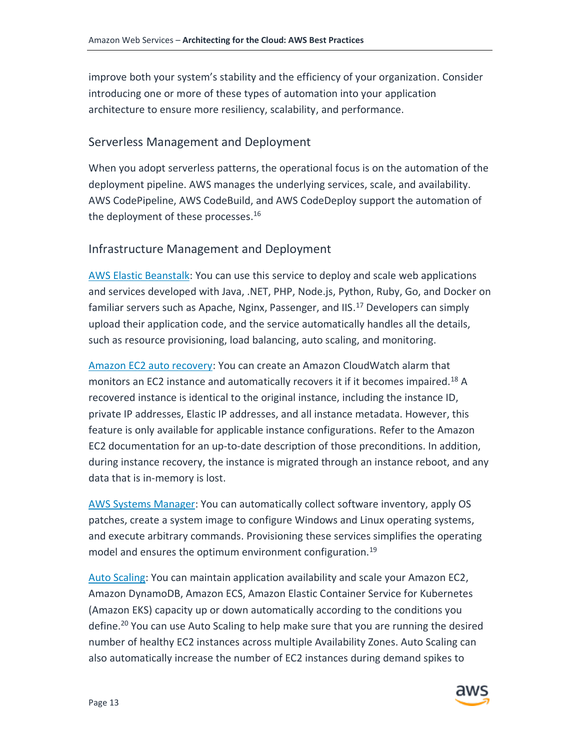improve both your system's stability and the efficiency of your organization. Consider introducing one or more of these types of automation into your application architecture to ensure more resiliency, scalability, and performance.

### Serverless Management and Deployment

When you adopt serverless patterns, the operational focus is on the automation of the deployment pipeline. AWS manages the underlying services, scale, and availability. AWS CodePipeline, AWS CodeBuild, and AWS CodeDeploy support the automation of the deployment of these processes.[16]

### Infrastructure Management and Deployment

AWS Elastic Beanstalk: You can use this service to deploy and scale web applications and services developed with Java, .NET, PHP, Node.js, Python, Ruby, Go, and Docker on familiar servers such as Apache, Nginx, Passenger, and IIS.[17] Developers can simply upload their application code, and the service automatically handles all the details, such as resource provisioning, load balancing, auto scaling, and monitoring.

Amazon EC2 auto recovery: You can create an Amazon CloudWatch alarm that monitors an EC2 instance and automatically recovers it if it becomes impaired.[18] A recovered instance is identical to the original instance, including the instance ID, private IP addresses, Elastic IP addresses, and all instance metadata. However, this feature is only available for applicable instance configurations. Refer to the Amazon EC2 documentation for an up-to-date description of those preconditions. In addition, during instance recovery, the instance is migrated through an instance reboot, and any data that is in-memory is lost.

AWS Systems Manager: You can automatically collect software inventory, apply OS patches, create a system image to configure Windows and Linux operating systems, and execute arbitrary commands. Provisioning these services simplifies the operating model and ensures the optimum environment configuration.[19]

Auto Scaling: You can maintain application availability and scale your Amazon EC2, Amazon DynamoDB, Amazon ECS, Amazon Elastic Container Service for Kubernetes (Amazon EKS) capacity up or down automatically according to the conditions you define.[20] You can use Auto Scaling to help make sure that you are running the desired number of healthy EC2 instances across multiple Availability Zones. Auto Scaling can also automatically increase the number of EC2 instances during demand spikes to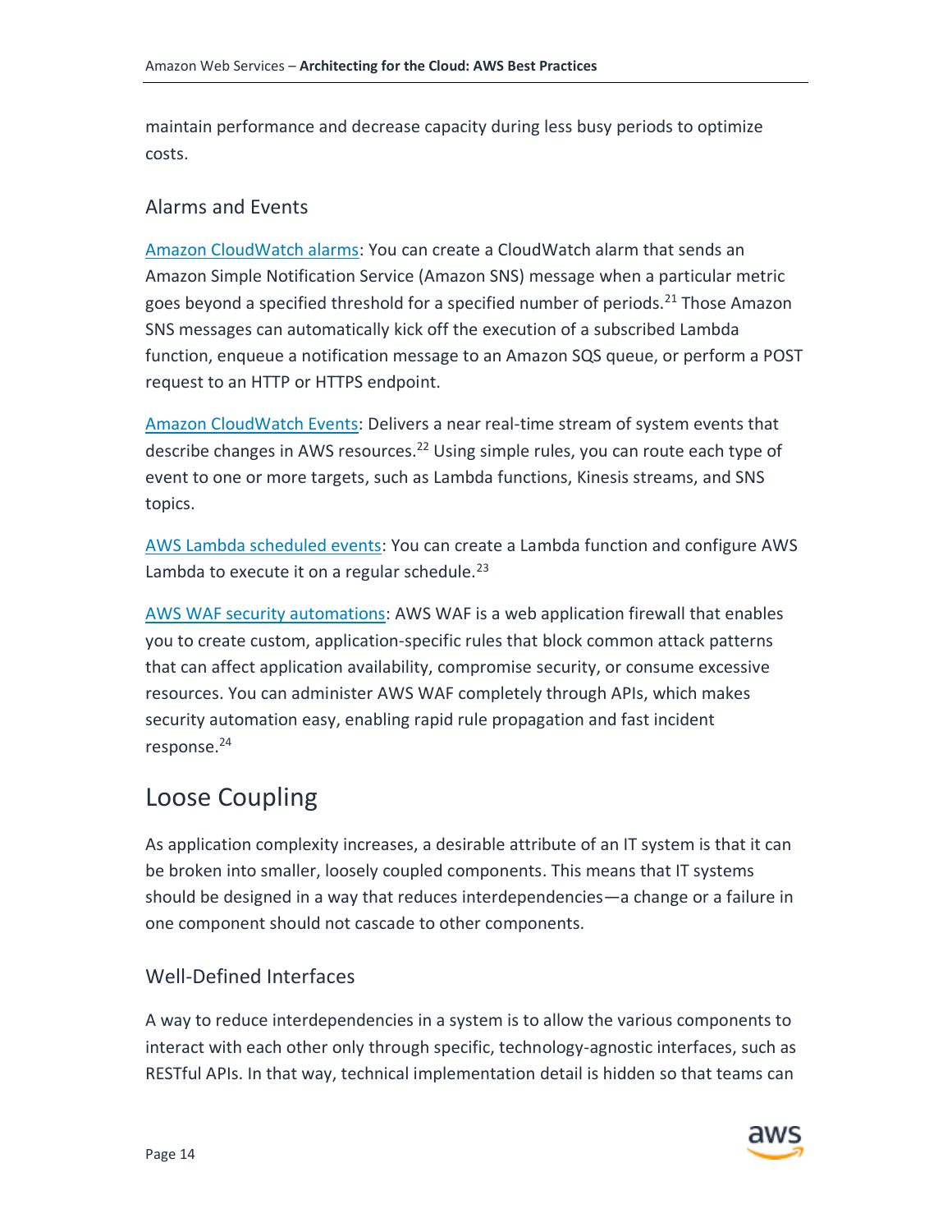maintain performance and decrease capacity during less busy periods to optimize costs.

### Alarms and Events

Amazon CloudWatch alarms: You can create a CloudWatch alarm that sends an Amazon Simple Notification Service (Amazon SNS) message when a particular metric goes beyond a specified threshold for a specified number of periods.[21] Those Amazon SNS messages can automatically kick off the execution of a subscribed Lambda function, enqueue a notification message to an Amazon SQS queue, or perform a POST request to an HTTP or HTTPS endpoint.

Amazon CloudWatch Events: Delivers a near real-time stream of system events that describe changes in AWS resources.[22] Using simple rules, you can route each type of event to one or more targets, such as Lambda functions, Kinesis streams, and SNS topics.

AWS Lambda scheduled events: You can create a Lambda function and configure AWS Lambda to execute it on a regular schedule.[23]

AWS WAF security automations: AWS WAF is a web application firewall that enables you to create custom, application-specific rules that block common attack patterns that can affect application availability, compromise security, or consume excessive resources. You can administer AWS WAF completely through APIs, which makes security automation easy, enabling rapid rule propagation and fast incident response.[24]

## Loose Coupling

As application complexity increases, a desirable attribute of an IT system is that it can be broken into smaller, loosely coupled components. This means that IT systems should be designed in a way that reduces interdependencies—a change or a failure in one component should not cascade to other components.

### Well-Defined Interfaces

A way to reduce interdependencies in a system is to allow the various components to interact with each other only through specific, technology-agnostic interfaces, such as RESTful APIs. In that way, technical implementation detail is hidden so that teams can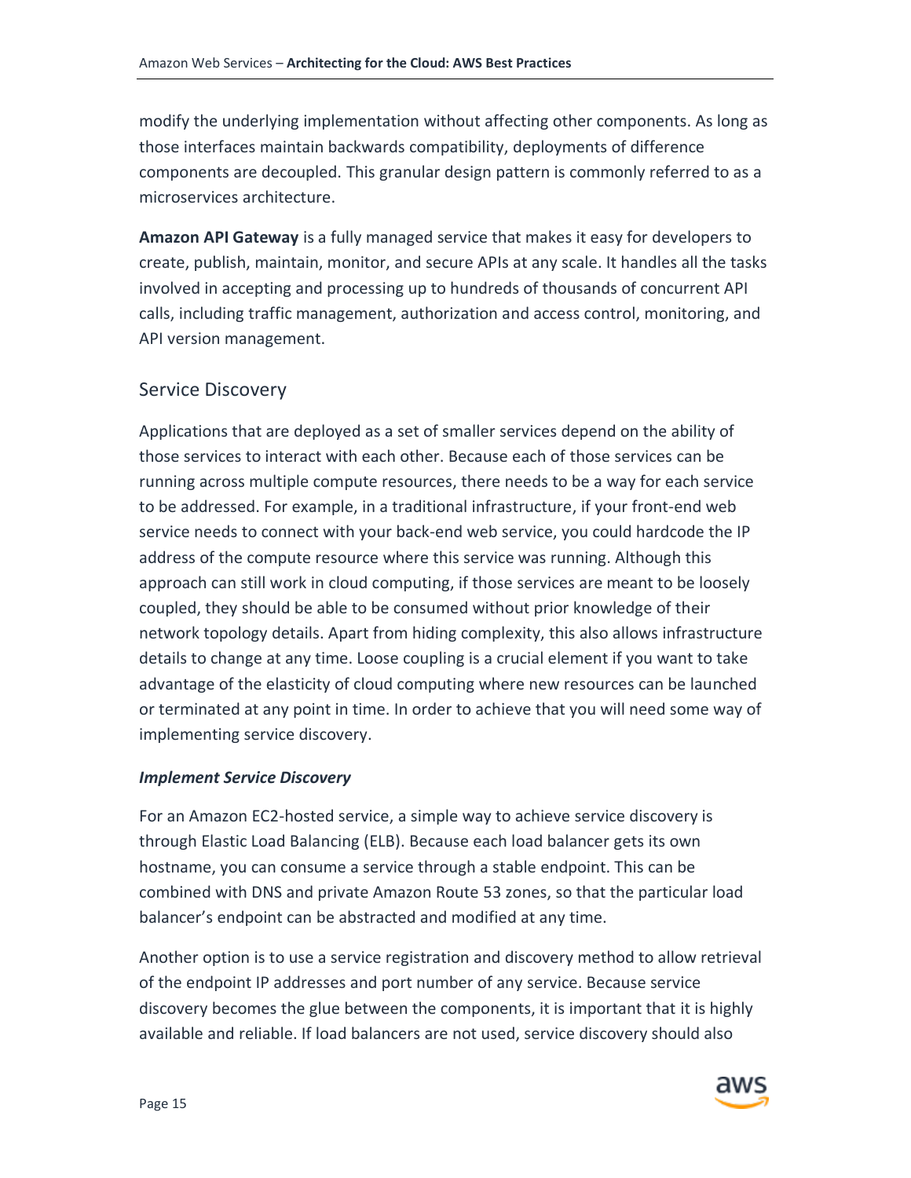modify the underlying implementation without affecting other components. As long as those interfaces maintain backwards compatibility, deployments of difference components are decoupled. This granular design pattern is commonly referred to as a microservices architecture.

**Amazon API Gateway** is a fully managed service that makes it easy for developers to create, publish, maintain, monitor, and secure APIs at any scale. It handles all the tasks involved in accepting and processing up to hundreds of thousands of concurrent API calls, including traffic management, authorization and access control, monitoring, and API version management.

## Service Discovery

Applications that are deployed as a set of smaller services depend on the ability of those services to interact with each other. Because each of those services can be running across multiple compute resources, there needs to be a way for each service to be addressed. For example, in a traditional infrastructure, if your front-end web service needs to connect with your back-end web service, you could hardcode the IP address of the compute resource where this service was running. Although this approach can still work in cloud computing, if those services are meant to be loosely coupled, they should be able to be consumed without prior knowledge of their network topology details. Apart from hiding complexity, this also allows infrastructure details to change at any time. Loose coupling is a crucial element if you want to take advantage of the elasticity of cloud computing where new resources can be launched or terminated at any point in time. In order to achieve that you will need some way of implementing service discovery.

### *Implement Service Discovery*

For an Amazon EC2-hosted service, a simple way to achieve service discovery is through Elastic Load Balancing (ELB). Because each load balancer gets its own hostname, you can consume a service through a stable endpoint. This can be combined with DNS and private Amazon Route 53 zones, so that the particular load balancer's endpoint can be abstracted and modified at any time.

Another option is to use a service registration and discovery method to allow retrieval of the endpoint IP addresses and port number of any service. Because service discovery becomes the glue between the components, it is important that it is highly available and reliable. If load balancers are not used, service discovery should also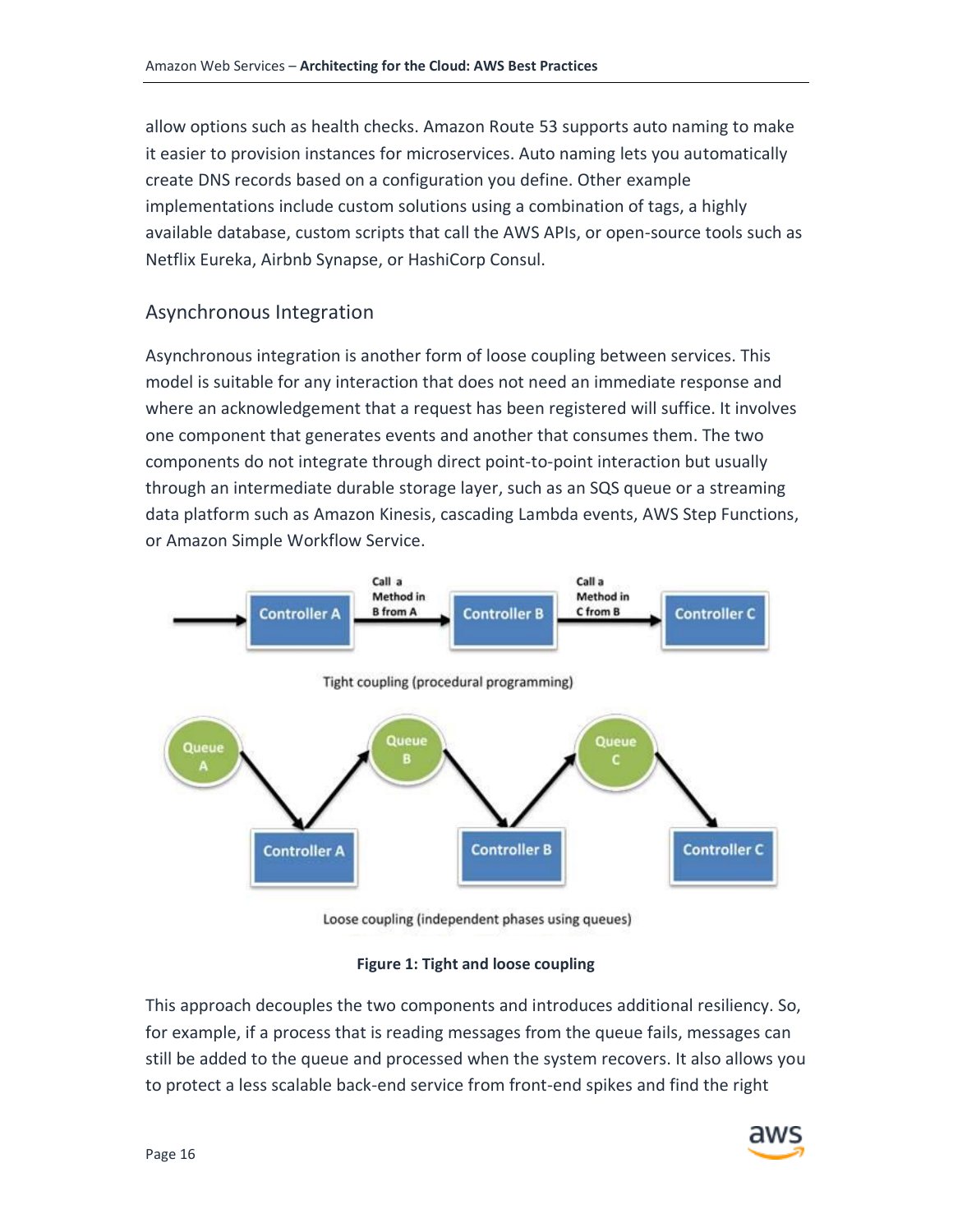allow options such as health checks. Amazon Route 53 supports auto naming to make it easier to provision instances for microservices. Auto naming lets you automatically create DNS records based on a configuration you define. Other example implementations include custom solutions using a combination of tags, a highly available database, custom scripts that call the AWS APIs, or open-source tools such as Netflix Eureka, Airbnb Synapse, or HashiCorp Consul.

## Asynchronous Integration

Asynchronous integration is another form of loose coupling between services. This model is suitable for any interaction that does not need an immediate response and where an acknowledgement that a request has been registered will suffice. It involves one component that generates events and another that consumes them. The two components do not integrate through direct point-to-point interaction but usually through an intermediate durable storage layer, such as an SQS queue or a streaming data platform such as Amazon Kinesis, cascading Lambda events, AWS Step Functions, or Amazon Simple Workflow Service.

Tight coupling (procedural programming)

Loose coupling (independent phases using queues)

**Figure 1: Tight and loose coupling**

This approach decouples the two components and introduces additional resiliency. So, for example, if a process that is reading messages from the queue fails, messages can still be added to the queue and processed when the system recovers. It also allows you to protect a less scalable back-end service from front-end spikes and find the right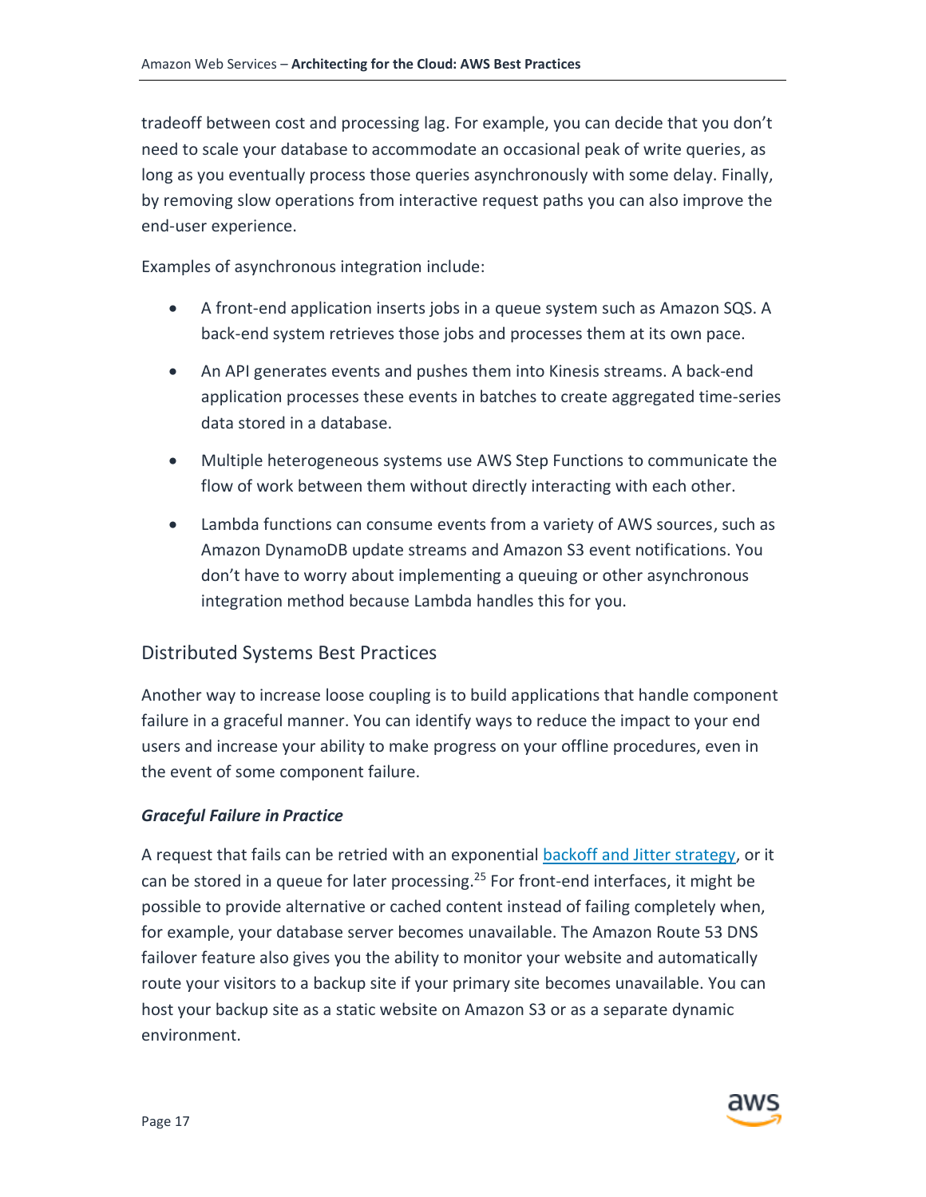tradeoff between cost and processing lag. For example, you can decide that you don't need to scale your database to accommodate an occasional peak of write queries, as long as you eventually process those queries asynchronously with some delay. Finally, by removing slow operations from interactive request paths you can also improve the end-user experience.

Examples of asynchronous integration include:

- A front-end application inserts jobs in a queue system such as Amazon SQS. A back-end system retrieves those jobs and processes them at its own pace.
- An API generates events and pushes them into Kinesis streams. A back-end application processes these events in batches to create aggregated time-series data stored in a database.
- Multiple heterogeneous systems use AWS Step Functions to communicate the flow of work between them without directly interacting with each other.
- Lambda functions can consume events from a variety of AWS sources, such as Amazon DynamoDB update streams and Amazon S3 event notifications. You don't have to worry about implementing a queuing or other asynchronous integration method because Lambda handles this for you.

## Distributed Systems Best Practices

Another way to increase loose coupling is to build applications that handle component failure in a graceful manner. You can identify ways to reduce the impact to your end users and increase your ability to make progress on your offline procedures, even in the event of some component failure.

### *Graceful Failure in Practice*

A request that fails can be retried with an exponential [backoff and Jitter strategy](), or it can be stored in a queue for later processing.[25] For front-end interfaces, it might be possible to provide alternative or cached content instead of failing completely when, for example, your database server becomes unavailable. The Amazon Route 53 DNS failover feature also gives you the ability to monitor your website and automatically route your visitors to a backup site if your primary site becomes unavailable. You can host your backup site as a static website on Amazon S3 or as a separate dynamic environment.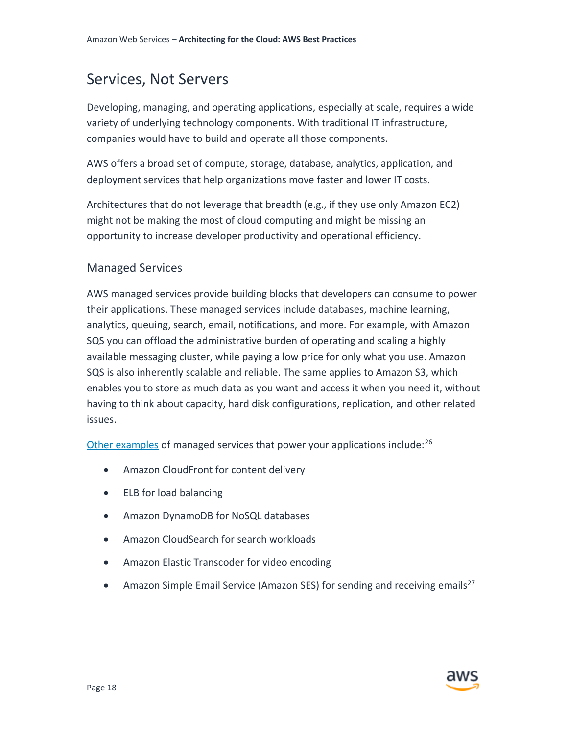## Services, Not Servers

Developing, managing, and operating applications, especially at scale, requires a wide variety of underlying technology components. With traditional IT infrastructure, companies would have to build and operate all those components.

AWS offers a broad set of compute, storage, database, analytics, application, and deployment services that help organizations move faster and lower IT costs.

Architectures that do not leverage that breadth (e.g., if they use only Amazon EC2) might not be making the most of cloud computing and might be missing an opportunity to increase developer productivity and operational efficiency.

### Managed Services

AWS managed services provide building blocks that developers can consume to power their applications. These managed services include databases, machine learning, analytics, queuing, search, email, notifications, and more. For example, with Amazon SQS you can offload the administrative burden of operating and scaling a highly available messaging cluster, while paying a low price for only what you use. Amazon SQS is also inherently scalable and reliable. The same applies to Amazon S3, which enables you to store as much data as you want and access it when you need it, without having to think about capacity, hard disk configurations, replication, and other related issues.

Other examples of managed services that power your applications include:[26]

- Amazon CloudFront for content delivery
- ELB for load balancing
- Amazon DynamoDB for NoSQL databases
- Amazon CloudSearch for search workloads
- Amazon Elastic Transcoder for video encoding
- Amazon Simple Email Service (Amazon SES) for sending and receiving emails[27]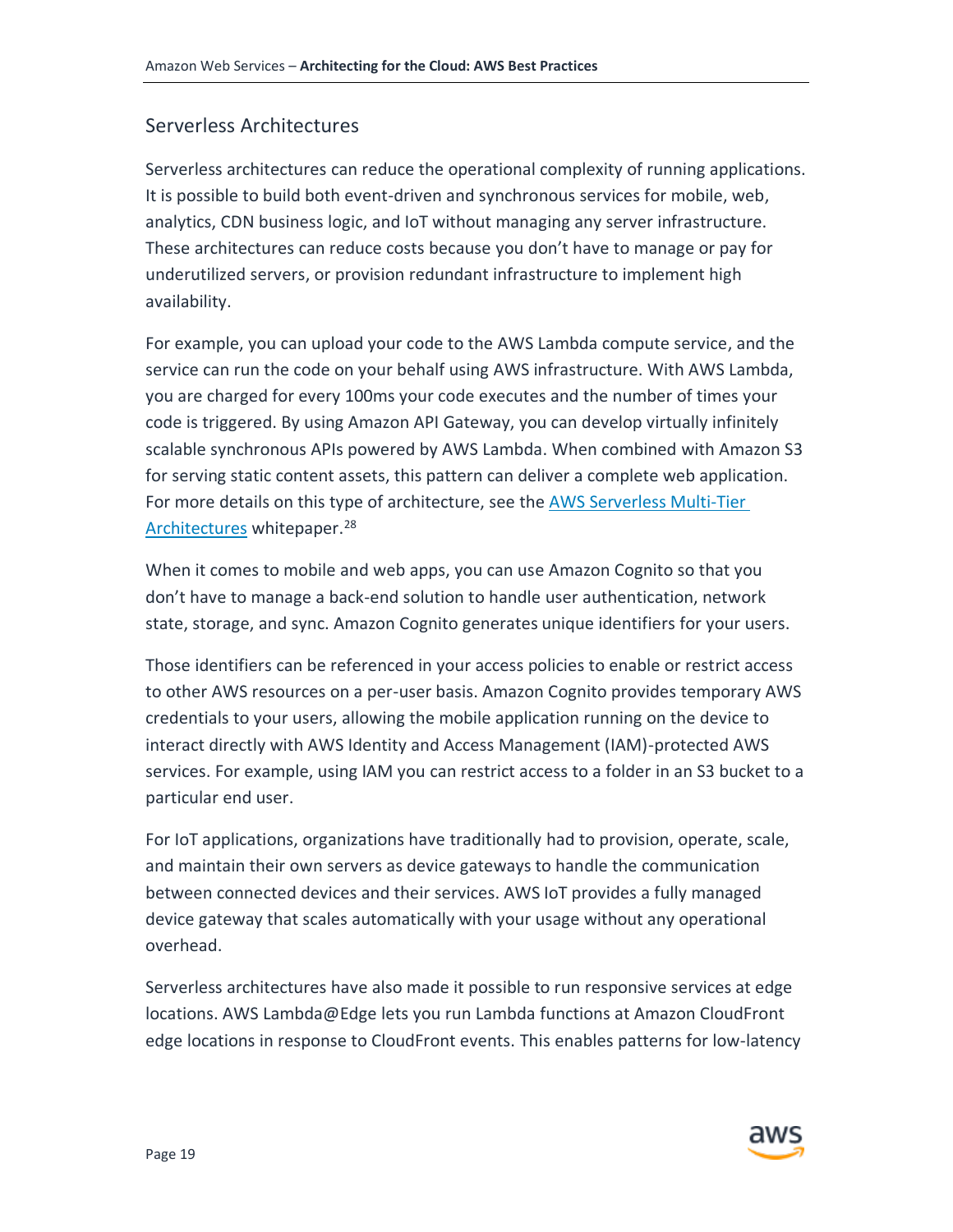## Serverless Architectures

Serverless architectures can reduce the operational complexity of running applications. It is possible to build both event-driven and synchronous services for mobile, web, analytics, CDN business logic, and IoT without managing any server infrastructure. These architectures can reduce costs because you don't have to manage or pay for underutilized servers, or provision redundant infrastructure to implement high availability.

For example, you can upload your code to the AWS Lambda compute service, and the service can run the code on your behalf using AWS infrastructure. With AWS Lambda, you are charged for every 100ms your code executes and the number of times your code is triggered. By using Amazon API Gateway, you can develop virtually infinitely scalable synchronous APIs powered by AWS Lambda. When combined with Amazon S3 for serving static content assets, this pattern can deliver a complete web application. For more details on this type of architecture, see the AWS Serverless Multi-Tier Architectures whitepaper.[28]

When it comes to mobile and web apps, you can use Amazon Cognito so that you don't have to manage a back-end solution to handle user authentication, network state, storage, and sync. Amazon Cognito generates unique identifiers for your users.

Those identifiers can be referenced in your access policies to enable or restrict access to other AWS resources on a per-user basis. Amazon Cognito provides temporary AWS credentials to your users, allowing the mobile application running on the device to interact directly with AWS Identity and Access Management (IAM)-protected AWS services. For example, using IAM you can restrict access to a folder in an S3 bucket to a particular end user.

For IoT applications, organizations have traditionally had to provision, operate, scale, and maintain their own servers as device gateways to handle the communication between connected devices and their services. AWS IoT provides a fully managed device gateway that scales automatically with your usage without any operational overhead.

Serverless architectures have also made it possible to run responsive services at edge locations. AWS Lambda@Edge lets you run Lambda functions at Amazon CloudFront edge locations in response to CloudFront events. This enables patterns for low-latency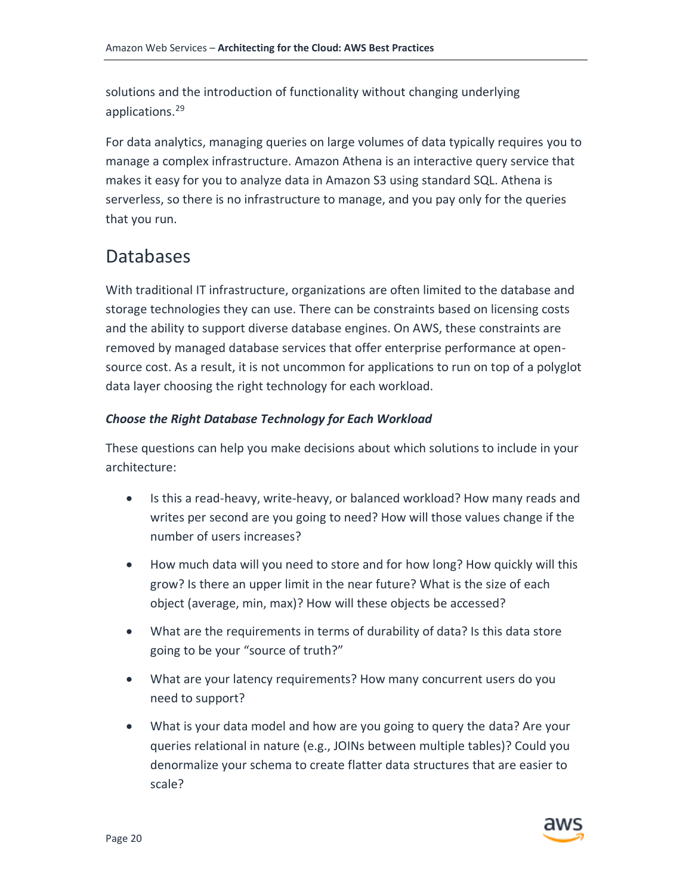solutions and the introduction of functionality without changing underlying applications.[29]

For data analytics, managing queries on large volumes of data typically requires you to manage a complex infrastructure. Amazon Athena is an interactive query service that makes it easy for you to analyze data in Amazon S3 using standard SQL. Athena is serverless, so there is no infrastructure to manage, and you pay only for the queries that you run.

## Databases

With traditional IT infrastructure, organizations are often limited to the database and storage technologies they can use. There can be constraints based on licensing costs and the ability to support diverse database engines. On AWS, these constraints are removed by managed database services that offer enterprise performance at open-source cost. As a result, it is not uncommon for applications to run on top of a polyglot data layer choosing the right technology for each workload.

***Choose the Right Database Technology for Each Workload***

These questions can help you make decisions about which solutions to include in your architecture:

- Is this a read-heavy, write-heavy, or balanced workload? How many reads and writes per second are you going to need? How will those values change if the number of users increases?
- How much data will you need to store and for how long? How quickly will this grow? Is there an upper limit in the near future? What is the size of each object (average, min, max)? How will these objects be accessed?
- What are the requirements in terms of durability of data? Is this data store going to be your "source of truth?"
- What are your latency requirements? How many concurrent users do you need to support?
- What is your data model and how are you going to query the data? Are your queries relational in nature (e.g., JOINs between multiple tables)? Could you denormalize your schema to create flatter data structures that are easier to scale?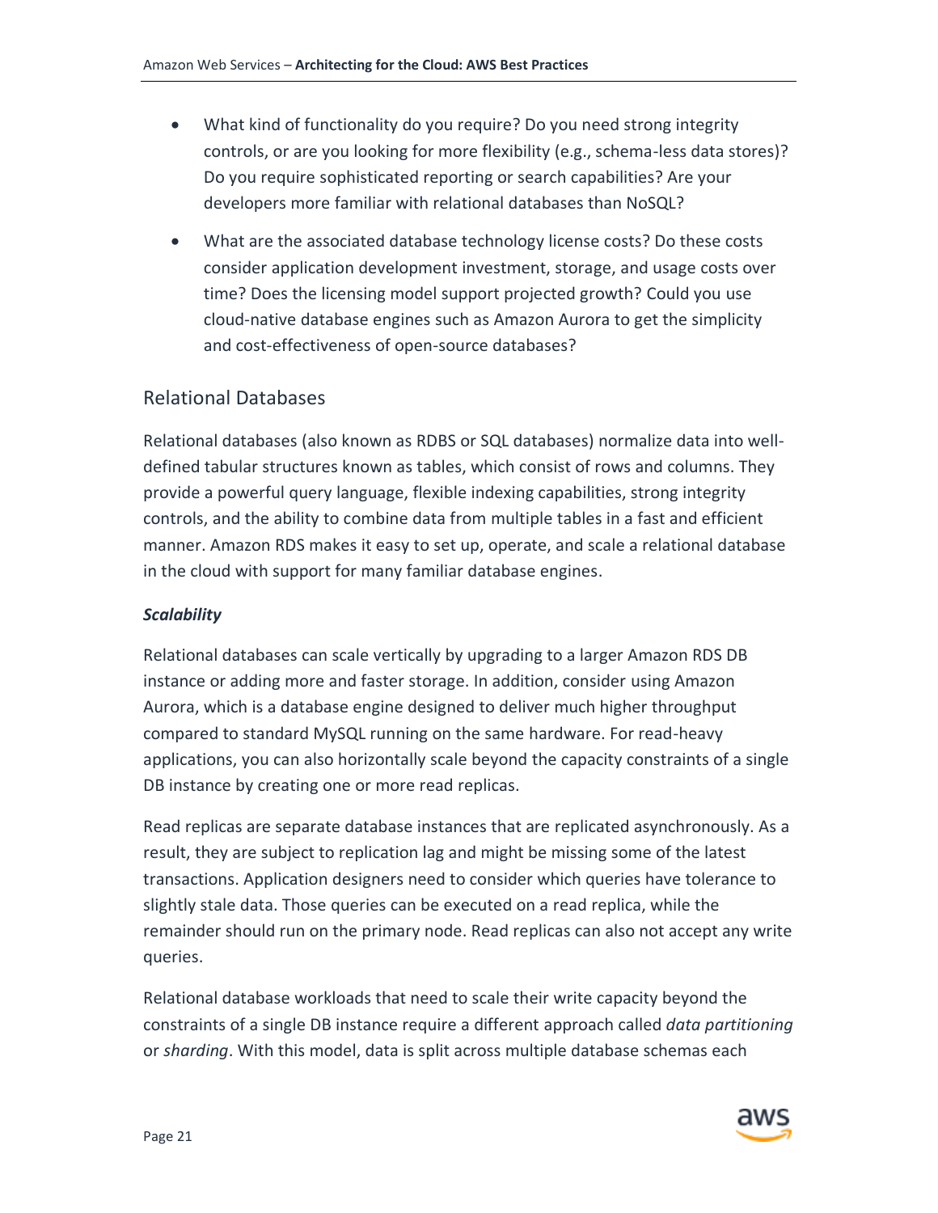- What kind of functionality do you require? Do you need strong integrity controls, or are you looking for more flexibility (e.g., schema-less data stores)? Do you require sophisticated reporting or search capabilities? Are your developers more familiar with relational databases than NoSQL?
- What are the associated database technology license costs? Do these costs consider application development investment, storage, and usage costs over time? Does the licensing model support projected growth? Could you use cloud-native database engines such as Amazon Aurora to get the simplicity and cost-effectiveness of open-source databases?

## Relational Databases

Relational databases (also known as RDBS or SQL databases) normalize data into well-defined tabular structures known as tables, which consist of rows and columns. They provide a powerful query language, flexible indexing capabilities, strong integrity controls, and the ability to combine data from multiple tables in a fast and efficient manner. Amazon RDS makes it easy to set up, operate, and scale a relational database in the cloud with support for many familiar database engines.

### *Scalability*

Relational databases can scale vertically by upgrading to a larger Amazon RDS DB instance or adding more and faster storage. In addition, consider using Amazon Aurora, which is a database engine designed to deliver much higher throughput compared to standard MySQL running on the same hardware. For read-heavy applications, you can also horizontally scale beyond the capacity constraints of a single DB instance by creating one or more read replicas.

Read replicas are separate database instances that are replicated asynchronously. As a result, they are subject to replication lag and might be missing some of the latest transactions. Application designers need to consider which queries have tolerance to slightly stale data. Those queries can be executed on a read replica, while the remainder should run on the primary node. Read replicas can also not accept any write queries.

Relational database workloads that need to scale their write capacity beyond the constraints of a single DB instance require a different approach called *data partitioning* or *sharding*. With this model, data is split across multiple database schemas each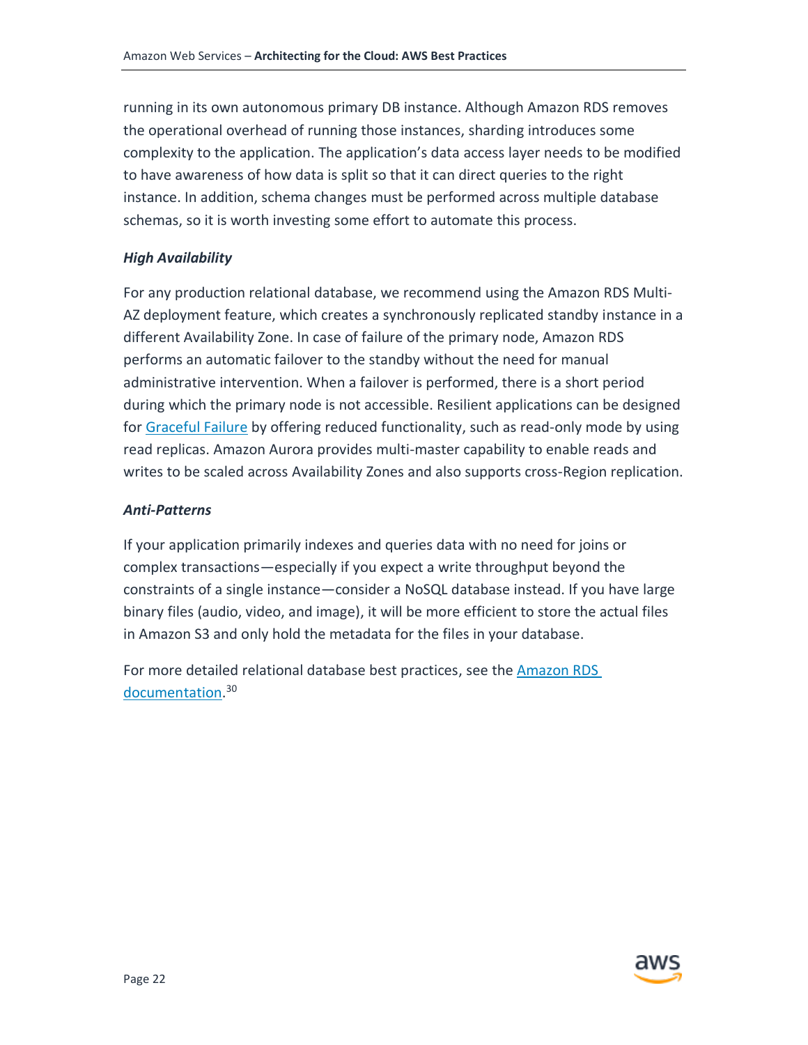running in its own autonomous primary DB instance. Although Amazon RDS removes the operational overhead of running those instances, sharding introduces some complexity to the application. The application's data access layer needs to be modified to have awareness of how data is split so that it can direct queries to the right instance. In addition, schema changes must be performed across multiple database schemas, so it is worth investing some effort to automate this process.

#### *High Availability*

For any production relational database, we recommend using the Amazon RDS Multi-AZ deployment feature, which creates a synchronously replicated standby instance in a different Availability Zone. In case of failure of the primary node, Amazon RDS performs an automatic failover to the standby without the need for manual administrative intervention. When a failover is performed, there is a short period during which the primary node is not accessible. Resilient applications can be designed for Graceful Failure by offering reduced functionality, such as read-only mode by using read replicas. Amazon Aurora provides multi-master capability to enable reads and writes to be scaled across Availability Zones and also supports cross-Region replication.

#### *Anti-Patterns*

If your application primarily indexes and queries data with no need for joins or complex transactions—especially if you expect a write throughput beyond the constraints of a single instance—consider a NoSQL database instead. If you have large binary files (audio, video, and image), it will be more efficient to store the actual files in Amazon S3 and only hold the metadata for the files in your database.

For more detailed relational database best practices, see the Amazon RDS documentation.[30]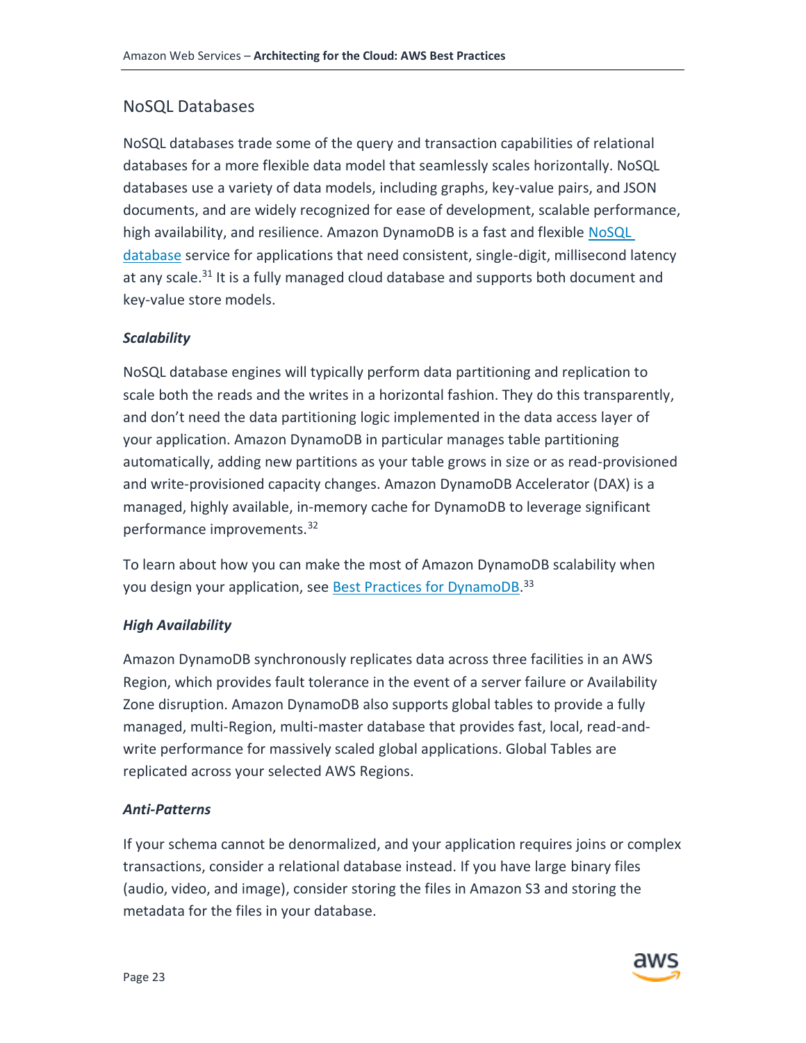## NoSQL Databases

NoSQL databases trade some of the query and transaction capabilities of relational databases for a more flexible data model that seamlessly scales horizontally. NoSQL databases use a variety of data models, including graphs, key-value pairs, and JSON documents, and are widely recognized for ease of development, scalable performance, high availability, and resilience. Amazon DynamoDB is a fast and flexible NoSQL database service for applications that need consistent, single-digit, millisecond latency at any scale.[31] It is a fully managed cloud database and supports both document and key-value store models.

### *Scalability*

NoSQL database engines will typically perform data partitioning and replication to scale both the reads and the writes in a horizontal fashion. They do this transparently, and don't need the data partitioning logic implemented in the data access layer of your application. Amazon DynamoDB in particular manages table partitioning automatically, adding new partitions as your table grows in size or as read-provisioned and write-provisioned capacity changes. Amazon DynamoDB Accelerator (DAX) is a managed, highly available, in-memory cache for DynamoDB to leverage significant performance improvements.[32]

To learn about how you can make the most of Amazon DynamoDB scalability when you design your application, see Best Practices for DynamoDB.[33]

### *High Availability*

Amazon DynamoDB synchronously replicates data across three facilities in an AWS Region, which provides fault tolerance in the event of a server failure or Availability Zone disruption. Amazon DynamoDB also supports global tables to provide a fully managed, multi-Region, multi-master database that provides fast, local, read-and-write performance for massively scaled global applications. Global Tables are replicated across your selected AWS Regions.

### *Anti-Patterns*

If your schema cannot be denormalized, and your application requires joins or complex transactions, consider a relational database instead. If you have large binary files (audio, video, and image), consider storing the files in Amazon S3 and storing the metadata for the files in your database.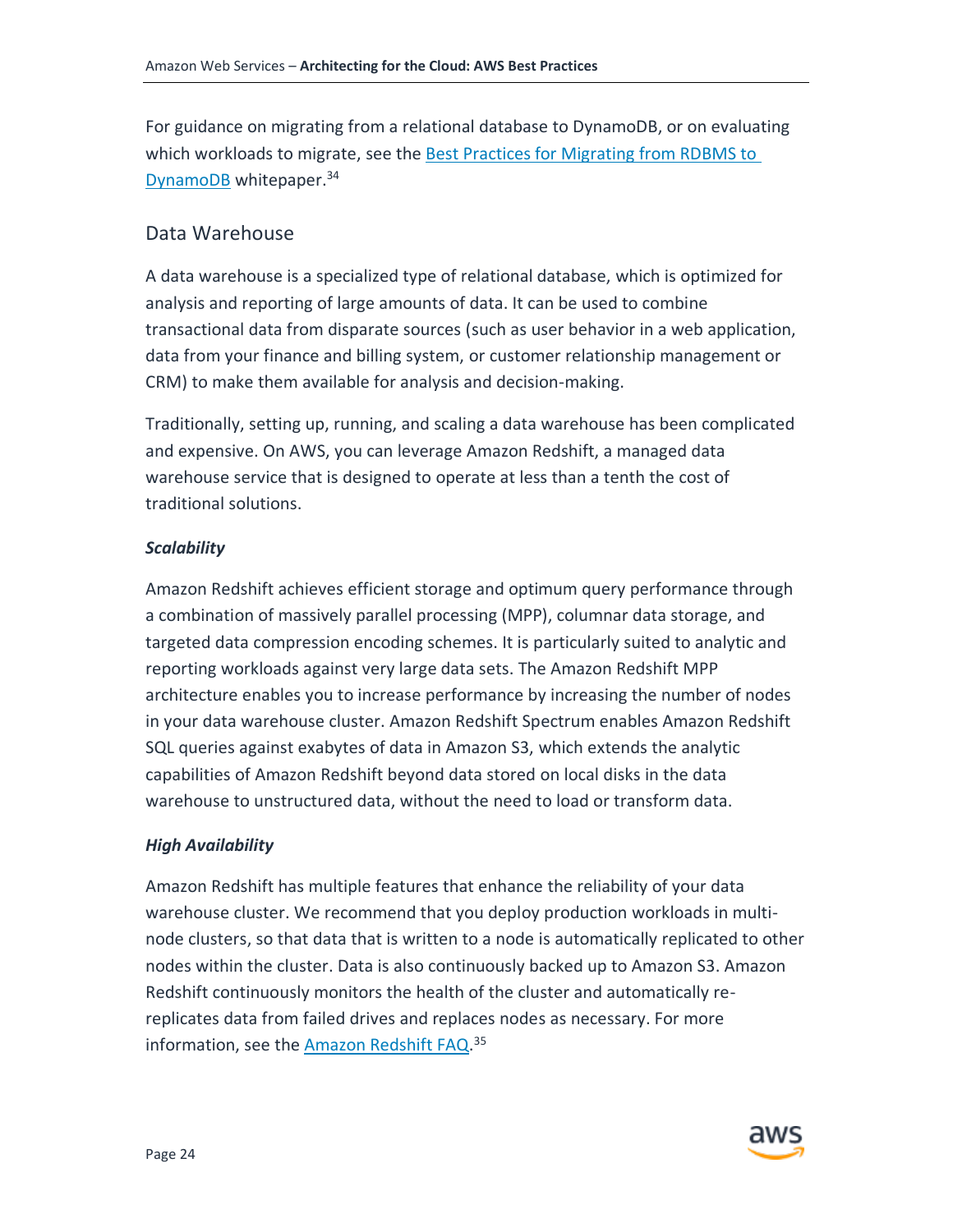For guidance on migrating from a relational database to DynamoDB, or on evaluating which workloads to migrate, see the Best Practices for Migrating from RDBMS to DynamoDB whitepaper.[34]

## Data Warehouse

A data warehouse is a specialized type of relational database, which is optimized for analysis and reporting of large amounts of data. It can be used to combine transactional data from disparate sources (such as user behavior in a web application, data from your finance and billing system, or customer relationship management or CRM) to make them available for analysis and decision-making.

Traditionally, setting up, running, and scaling a data warehouse has been complicated and expensive. On AWS, you can leverage Amazon Redshift, a managed data warehouse service that is designed to operate at less than a tenth the cost of traditional solutions.

### *Scalability*

Amazon Redshift achieves efficient storage and optimum query performance through a combination of massively parallel processing (MPP), columnar data storage, and targeted data compression encoding schemes. It is particularly suited to analytic and reporting workloads against very large data sets. The Amazon Redshift MPP architecture enables you to increase performance by increasing the number of nodes in your data warehouse cluster. Amazon Redshift Spectrum enables Amazon Redshift SQL queries against exabytes of data in Amazon S3, which extends the analytic capabilities of Amazon Redshift beyond data stored on local disks in the data warehouse to unstructured data, without the need to load or transform data.

### *High Availability*

Amazon Redshift has multiple features that enhance the reliability of your data warehouse cluster. We recommend that you deploy production workloads in multi-node clusters, so that data that is written to a node is automatically replicated to other nodes within the cluster. Data is also continuously backed up to Amazon S3. Amazon Redshift continuously monitors the health of the cluster and automatically re-replicates data from failed drives and replaces nodes as necessary. For more information, see the Amazon Redshift FAQ.[35]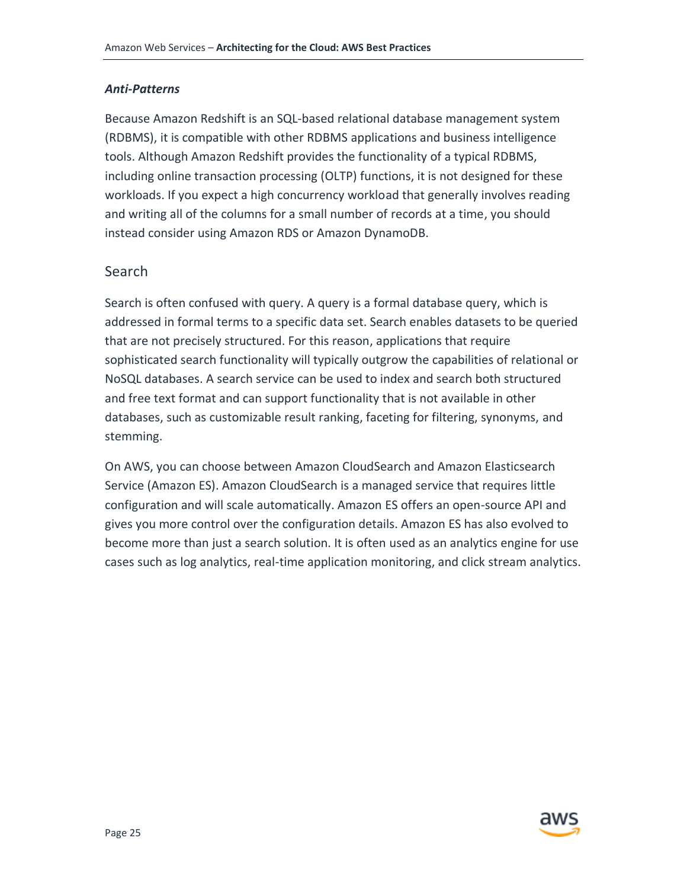#### *Anti-Patterns*

Because Amazon Redshift is an SQL-based relational database management system (RDBMS), it is compatible with other RDBMS applications and business intelligence tools. Although Amazon Redshift provides the functionality of a typical RDBMS, including online transaction processing (OLTP) functions, it is not designed for these workloads. If you expect a high concurrency workload that generally involves reading and writing all of the columns for a small number of records at a time, you should instead consider using Amazon RDS or Amazon DynamoDB.

### Search

Search is often confused with query. A query is a formal database query, which is addressed in formal terms to a specific data set. Search enables datasets to be queried that are not precisely structured. For this reason, applications that require sophisticated search functionality will typically outgrow the capabilities of relational or NoSQL databases. A search service can be used to index and search both structured and free text format and can support functionality that is not available in other databases, such as customizable result ranking, faceting for filtering, synonyms, and stemming.

On AWS, you can choose between Amazon CloudSearch and Amazon Elasticsearch Service (Amazon ES). Amazon CloudSearch is a managed service that requires little configuration and will scale automatically. Amazon ES offers an open-source API and gives you more control over the configuration details. Amazon ES has also evolved to become more than just a search solution. It is often used as an analytics engine for use cases such as log analytics, real-time application monitoring, and click stream analytics.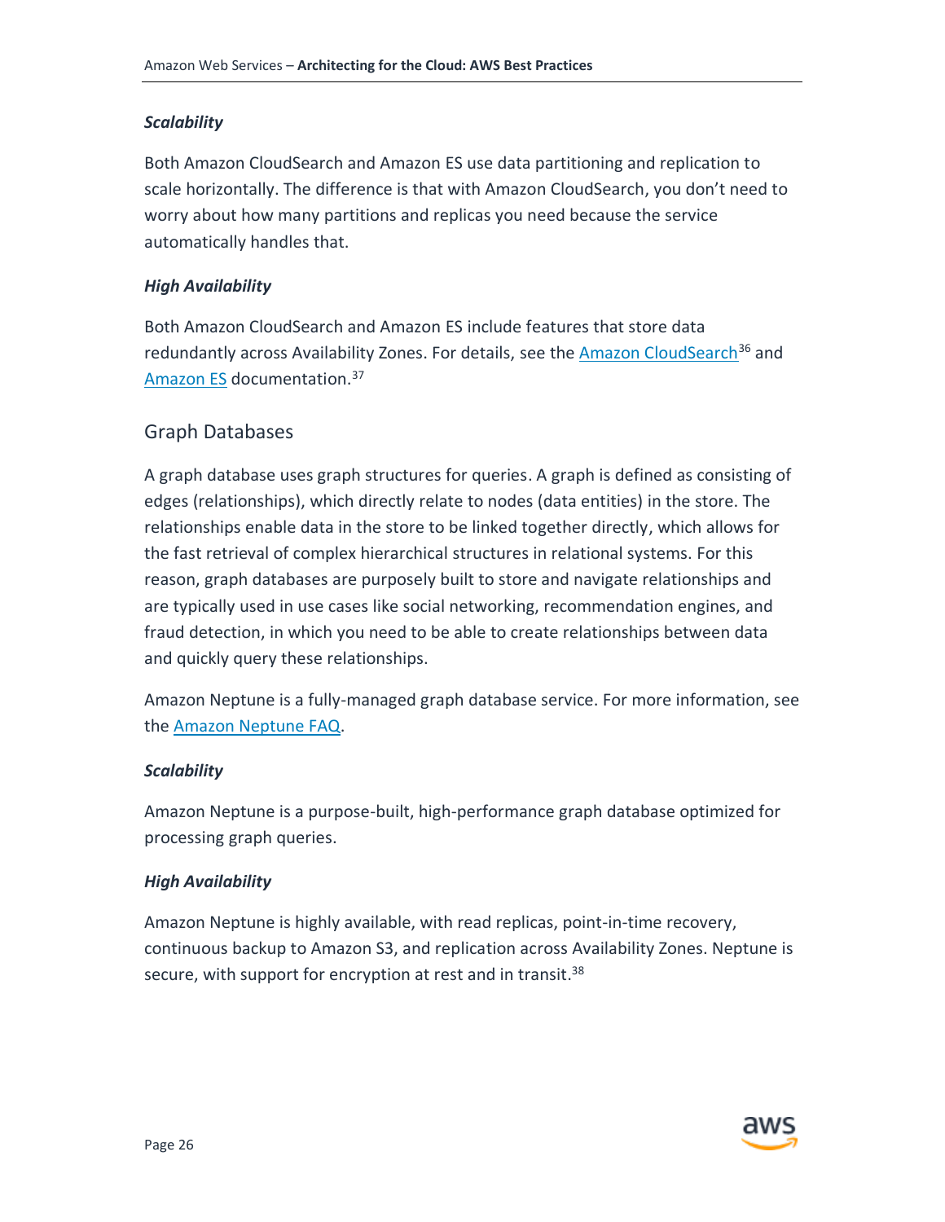#### *Scalability*

Both Amazon CloudSearch and Amazon ES use data partitioning and replication to scale horizontally. The difference is that with Amazon CloudSearch, you don't need to worry about how many partitions and replicas you need because the service automatically handles that.

#### *High Availability*

Both Amazon CloudSearch and Amazon ES include features that store data redundantly across Availability Zones. For details, see the Amazon CloudSearch[36] and Amazon ES documentation.[37]

### Graph Databases

A graph database uses graph structures for queries. A graph is defined as consisting of edges (relationships), which directly relate to nodes (data entities) in the store. The relationships enable data in the store to be linked together directly, which allows for the fast retrieval of complex hierarchical structures in relational systems. For this reason, graph databases are purposely built to store and navigate relationships and are typically used in use cases like social networking, recommendation engines, and fraud detection, in which you need to be able to create relationships between data and quickly query these relationships.

Amazon Neptune is a fully-managed graph database service. For more information, see the Amazon Neptune FAQ.

#### *Scalability*

Amazon Neptune is a purpose-built, high-performance graph database optimized for processing graph queries.

#### *High Availability*

Amazon Neptune is highly available, with read replicas, point-in-time recovery, continuous backup to Amazon S3, and replication across Availability Zones. Neptune is secure, with support for encryption at rest and in transit.[38]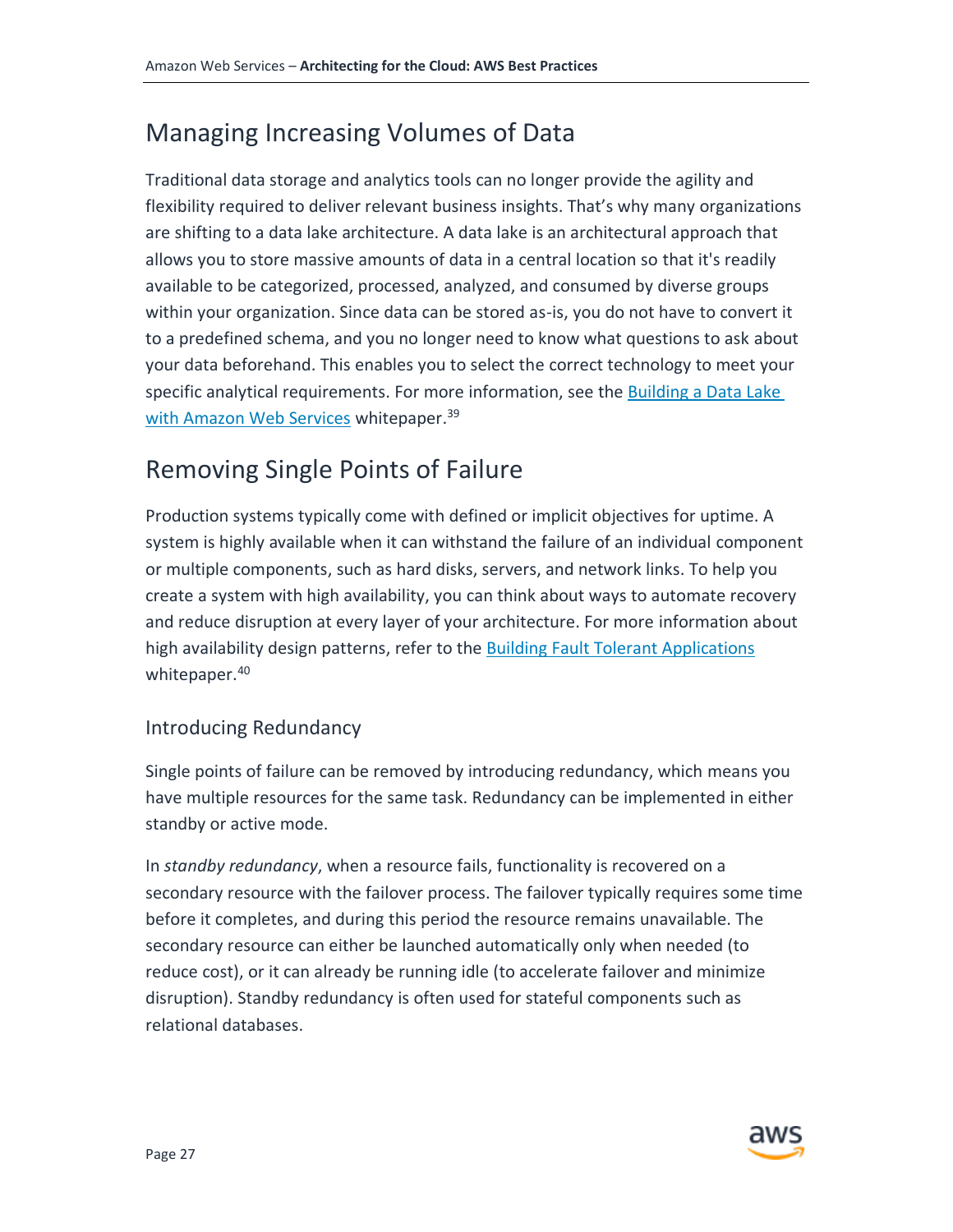## Managing Increasing Volumes of Data

Traditional data storage and analytics tools can no longer provide the agility and flexibility required to deliver relevant business insights. That's why many organizations are shifting to a data lake architecture. A data lake is an architectural approach that allows you to store massive amounts of data in a central location so that it's readily available to be categorized, processed, analyzed, and consumed by diverse groups within your organization. Since data can be stored as-is, you do not have to convert it to a predefined schema, and you no longer need to know what questions to ask about your data beforehand. This enables you to select the correct technology to meet your specific analytical requirements. For more information, see the Building a Data Lake with Amazon Web Services whitepaper.[39]

## Removing Single Points of Failure

Production systems typically come with defined or implicit objectives for uptime. A system is highly available when it can withstand the failure of an individual component or multiple components, such as hard disks, servers, and network links. To help you create a system with high availability, you can think about ways to automate recovery and reduce disruption at every layer of your architecture. For more information about high availability design patterns, refer to the Building Fault Tolerant Applications whitepaper.[40]

### Introducing Redundancy

Single points of failure can be removed by introducing redundancy, which means you have multiple resources for the same task. Redundancy can be implemented in either standby or active mode.

In *standby redundancy*, when a resource fails, functionality is recovered on a secondary resource with the failover process. The failover typically requires some time before it completes, and during this period the resource remains unavailable. The secondary resource can either be launched automatically only when needed (to reduce cost), or it can already be running idle (to accelerate failover and minimize disruption). Standby redundancy is often used for stateful components such as relational databases.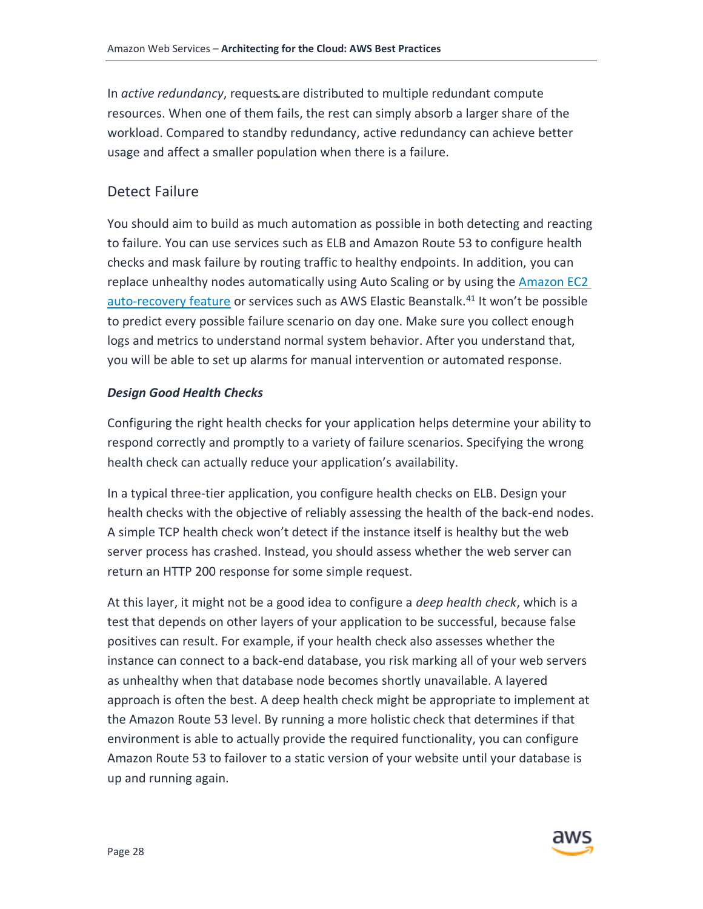In *active redundancy*, requests are distributed to multiple redundant compute resources. When one of them fails, the rest can simply absorb a larger share of the workload. Compared to standby redundancy, active redundancy can achieve better usage and affect a smaller population when there is a failure.

## Detect Failure

You should aim to build as much automation as possible in both detecting and reacting to failure. You can use services such as ELB and Amazon Route 53 to configure health checks and mask failure by routing traffic to healthy endpoints. In addition, you can replace unhealthy nodes automatically using Auto Scaling or by using the Amazon EC2 auto-recovery feature or services such as AWS Elastic Beanstalk.[41] It won't be possible to predict every possible failure scenario on day one. Make sure you collect enough logs and metrics to understand normal system behavior. After you understand that, you will be able to set up alarms for manual intervention or automated response.

***Design Good Health Checks***

Configuring the right health checks for your application helps determine your ability to respond correctly and promptly to a variety of failure scenarios. Specifying the wrong health check can actually reduce your application's availability.

In a typical three-tier application, you configure health checks on ELB. Design your health checks with the objective of reliably assessing the health of the back-end nodes. A simple TCP health check won't detect if the instance itself is healthy but the web server process has crashed. Instead, you should assess whether the web server can return an HTTP 200 response for some simple request.

At this layer, it might not be a good idea to configure a *deep health check*, which is a test that depends on other layers of your application to be successful, because false positives can result. For example, if your health check also assesses whether the instance can connect to a back-end database, you risk marking all of your web servers as unhealthy when that database node becomes shortly unavailable. A layered approach is often the best. A deep health check might be appropriate to implement at the Amazon Route 53 level. By running a more holistic check that determines if that environment is able to actually provide the required functionality, you can configure Amazon Route 53 to failover to a static version of your website until your database is up and running again.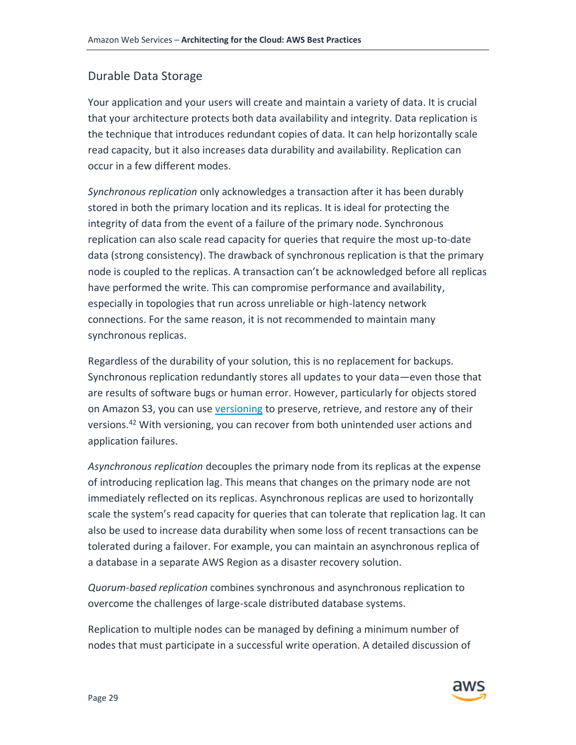## Durable Data Storage

Your application and your users will create and maintain a variety of data. It is crucial that your architecture protects both data availability and integrity. Data replication is the technique that introduces redundant copies of data. It can help horizontally scale read capacity, but it also increases data durability and availability. Replication can occur in a few different modes.

*Synchronous replication* only acknowledges a transaction after it has been durably stored in both the primary location and its replicas. It is ideal for protecting the integrity of data from the event of a failure of the primary node. Synchronous replication can also scale read capacity for queries that require the most up-to-date data (strong consistency). The drawback of synchronous replication is that the primary node is coupled to the replicas. A transaction can't be acknowledged before all replicas have performed the write. This can compromise performance and availability, especially in topologies that run across unreliable or high-latency network connections. For the same reason, it is not recommended to maintain many synchronous replicas.

Regardless of the durability of your solution, this is no replacement for backups. Synchronous replication redundantly stores all updates to your data—even those that are results of software bugs or human error. However, particularly for objects stored on Amazon S3, you can use versioning to preserve, retrieve, and restore any of their versions.[42] With versioning, you can recover from both unintended user actions and application failures.

*Asynchronous replication* decouples the primary node from its replicas at the expense of introducing replication lag. This means that changes on the primary node are not immediately reflected on its replicas. Asynchronous replicas are used to horizontally scale the system's read capacity for queries that can tolerate that replication lag. It can also be used to increase data durability when some loss of recent transactions can be tolerated during a failover. For example, you can maintain an asynchronous replica of a database in a separate AWS Region as a disaster recovery solution.

*Quorum-based replication* combines synchronous and asynchronous replication to overcome the challenges of large-scale distributed database systems.

Replication to multiple nodes can be managed by defining a minimum number of nodes that must participate in a successful write operation. A detailed discussion of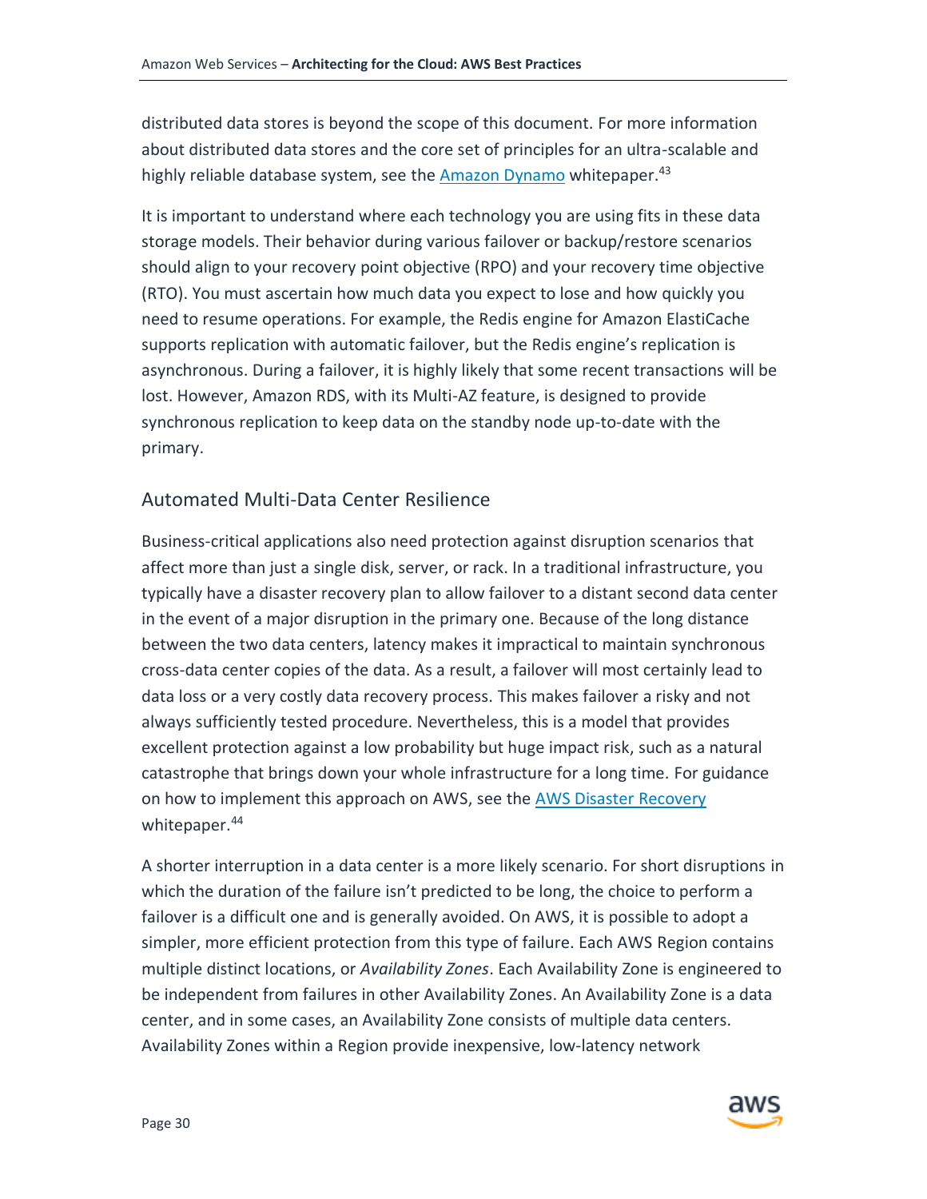distributed data stores is beyond the scope of this document. For more information about distributed data stores and the core set of principles for an ultra-scalable and highly reliable database system, see the Amazon Dynamo whitepaper.[43]

It is important to understand where each technology you are using fits in these data storage models. Their behavior during various failover or backup/restore scenarios should align to your recovery point objective (RPO) and your recovery time objective (RTO). You must ascertain how much data you expect to lose and how quickly you need to resume operations. For example, the Redis engine for Amazon ElastiCache supports replication with automatic failover, but the Redis engine's replication is asynchronous. During a failover, it is highly likely that some recent transactions will be lost. However, Amazon RDS, with its Multi-AZ feature, is designed to provide synchronous replication to keep data on the standby node up-to-date with the primary.

### Automated Multi-Data Center Resilience

Business-critical applications also need protection against disruption scenarios that affect more than just a single disk, server, or rack. In a traditional infrastructure, you typically have a disaster recovery plan to allow failover to a distant second data center in the event of a major disruption in the primary one. Because of the long distance between the two data centers, latency makes it impractical to maintain synchronous cross-data center copies of the data. As a result, a failover will most certainly lead to data loss or a very costly data recovery process. This makes failover a risky and not always sufficiently tested procedure. Nevertheless, this is a model that provides excellent protection against a low probability but huge impact risk, such as a natural catastrophe that brings down your whole infrastructure for a long time. For guidance on how to implement this approach on AWS, see the AWS Disaster Recovery whitepaper.[44]

A shorter interruption in a data center is a more likely scenario. For short disruptions in which the duration of the failure isn't predicted to be long, the choice to perform a failover is a difficult one and is generally avoided. On AWS, it is possible to adopt a simpler, more efficient protection from this type of failure. Each AWS Region contains multiple distinct locations, or *Availability Zones*. Each Availability Zone is engineered to be independent from failures in other Availability Zones. An Availability Zone is a data center, and in some cases, an Availability Zone consists of multiple data centers. Availability Zones within a Region provide inexpensive, low-latency network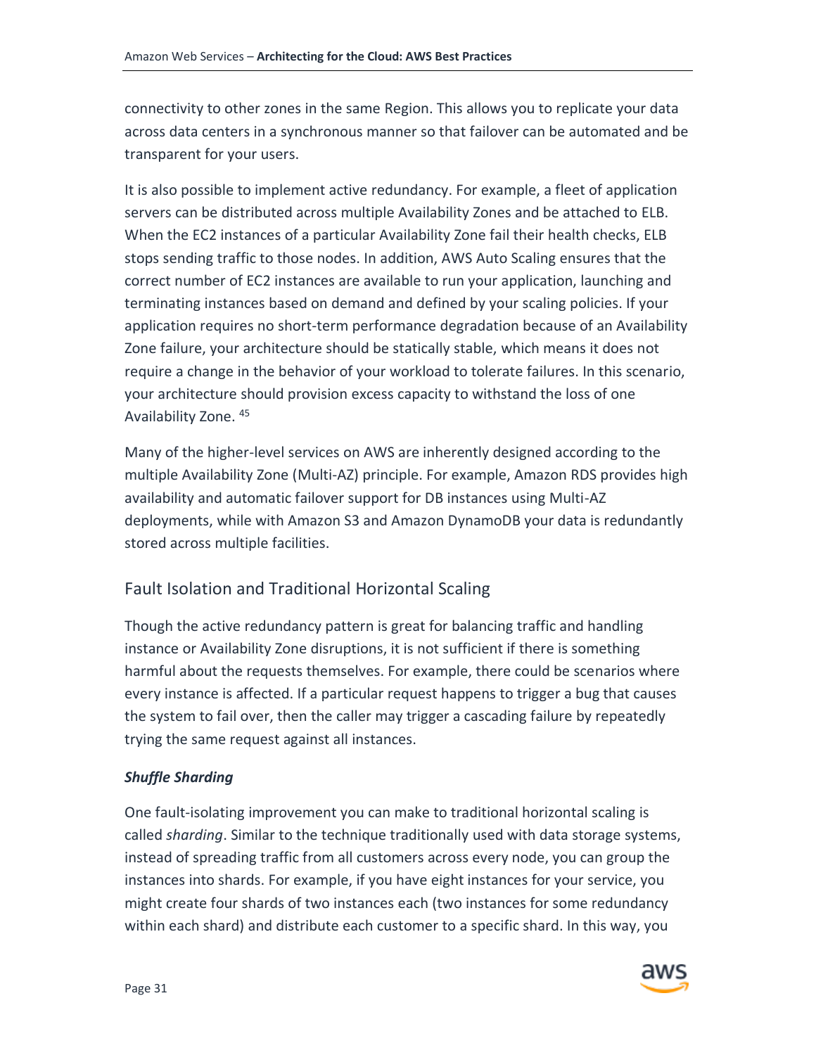connectivity to other zones in the same Region. This allows you to replicate your data across data centers in a synchronous manner so that failover can be automated and be transparent for your users.

It is also possible to implement active redundancy. For example, a fleet of application servers can be distributed across multiple Availability Zones and be attached to ELB. When the EC2 instances of a particular Availability Zone fail their health checks, ELB stops sending traffic to those nodes. In addition, AWS Auto Scaling ensures that the correct number of EC2 instances are available to run your application, launching and terminating instances based on demand and defined by your scaling policies. If your application requires no short-term performance degradation because of an Availability Zone failure, your architecture should be statically stable, which means it does not require a change in the behavior of your workload to tolerate failures. In this scenario, your architecture should provision excess capacity to withstand the loss of one Availability Zone. [45]

Many of the higher-level services on AWS are inherently designed according to the multiple Availability Zone (Multi-AZ) principle. For example, Amazon RDS provides high availability and automatic failover support for DB instances using Multi-AZ deployments, while with Amazon S3 and Amazon DynamoDB your data is redundantly stored across multiple facilities.

## Fault Isolation and Traditional Horizontal Scaling

Though the active redundancy pattern is great for balancing traffic and handling instance or Availability Zone disruptions, it is not sufficient if there is something harmful about the requests themselves. For example, there could be scenarios where every instance is affected. If a particular request happens to trigger a bug that causes the system to fail over, then the caller may trigger a cascading failure by repeatedly trying the same request against all instances.

### ***Shuffle Sharding***

One fault-isolating improvement you can make to traditional horizontal scaling is called *sharding*. Similar to the technique traditionally used with data storage systems, instead of spreading traffic from all customers across every node, you can group the instances into shards. For example, if you have eight instances for your service, you might create four shards of two instances each (two instances for some redundancy within each shard) and distribute each customer to a specific shard. In this way, you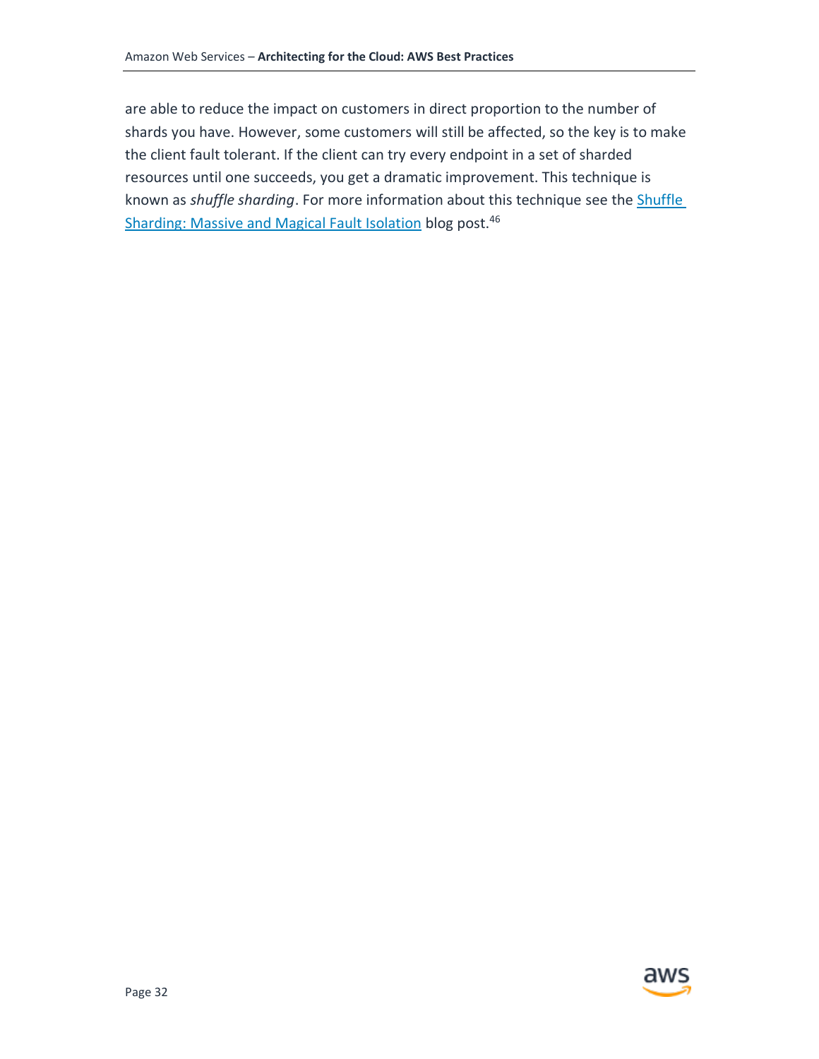are able to reduce the impact on customers in direct proportion to the number of shards you have. However, some customers will still be affected, so the key is to make the client fault tolerant. If the client can try every endpoint in a set of sharded resources until one succeeds, you get a dramatic improvement. This technique is known as *shuffle sharding*. For more information about this technique see the Shuffle Sharding: Massive and Magical Fault Isolation blog post.[46]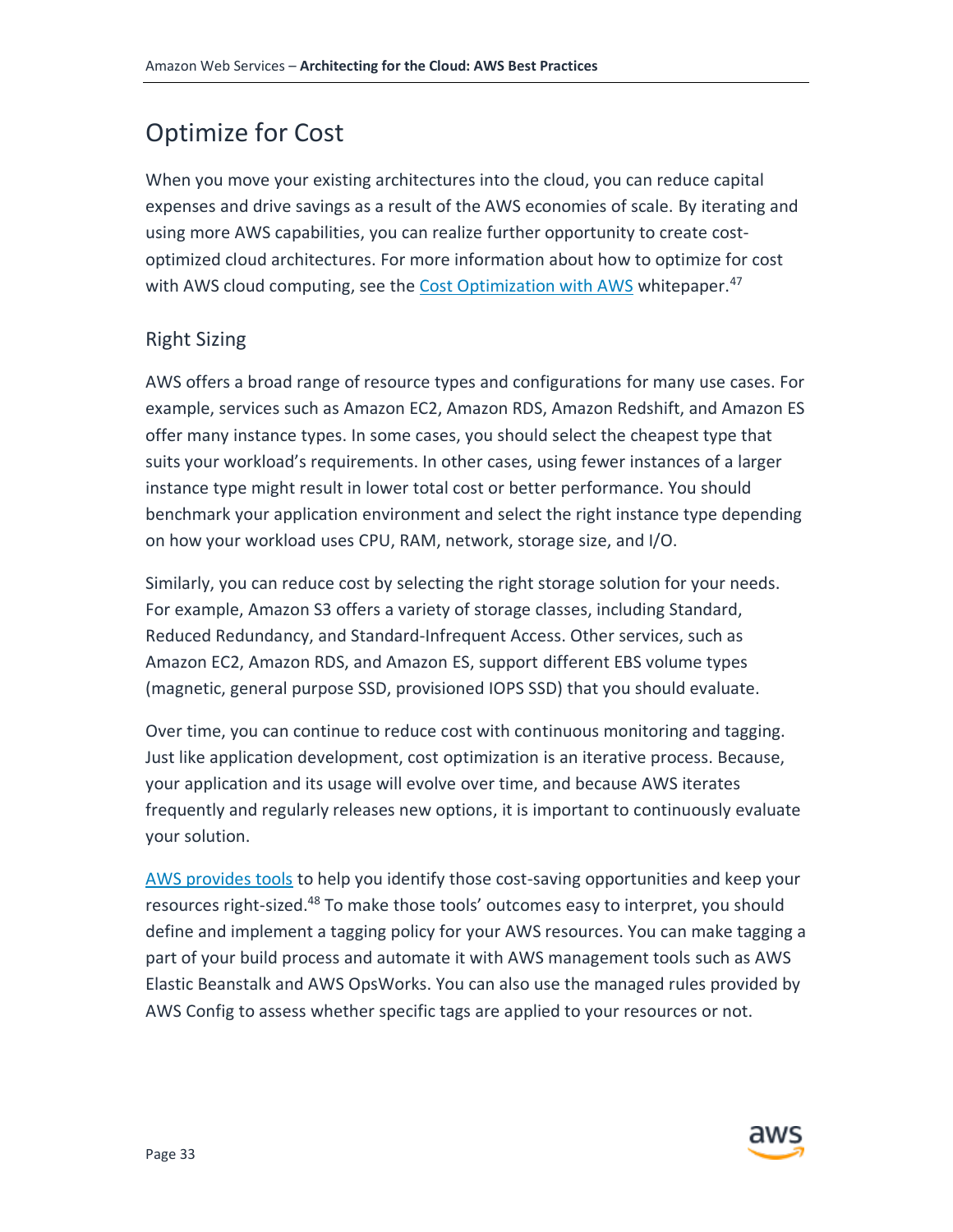## Optimize for Cost

When you move your existing architectures into the cloud, you can reduce capital expenses and drive savings as a result of the AWS economies of scale. By iterating and using more AWS capabilities, you can realize further opportunity to create cost-optimized cloud architectures. For more information about how to optimize for cost with AWS cloud computing, see the Cost Optimization with AWS whitepaper.[47]

### Right Sizing

AWS offers a broad range of resource types and configurations for many use cases. For example, services such as Amazon EC2, Amazon RDS, Amazon Redshift, and Amazon ES offer many instance types. In some cases, you should select the cheapest type that suits your workload's requirements. In other cases, using fewer instances of a larger instance type might result in lower total cost or better performance. You should benchmark your application environment and select the right instance type depending on how your workload uses CPU, RAM, network, storage size, and I/O.

Similarly, you can reduce cost by selecting the right storage solution for your needs. For example, Amazon S3 offers a variety of storage classes, including Standard, Reduced Redundancy, and Standard-Infrequent Access. Other services, such as Amazon EC2, Amazon RDS, and Amazon ES, support different EBS volume types (magnetic, general purpose SSD, provisioned IOPS SSD) that you should evaluate.

Over time, you can continue to reduce cost with continuous monitoring and tagging. Just like application development, cost optimization is an iterative process. Because, your application and its usage will evolve over time, and because AWS iterates frequently and regularly releases new options, it is important to continuously evaluate your solution.

AWS provides tools to help you identify those cost-saving opportunities and keep your resources right-sized.[48] To make those tools' outcomes easy to interpret, you should define and implement a tagging policy for your AWS resources. You can make tagging a part of your build process and automate it with AWS management tools such as AWS Elastic Beanstalk and AWS OpsWorks. You can also use the managed rules provided by AWS Config to assess whether specific tags are applied to your resources or not.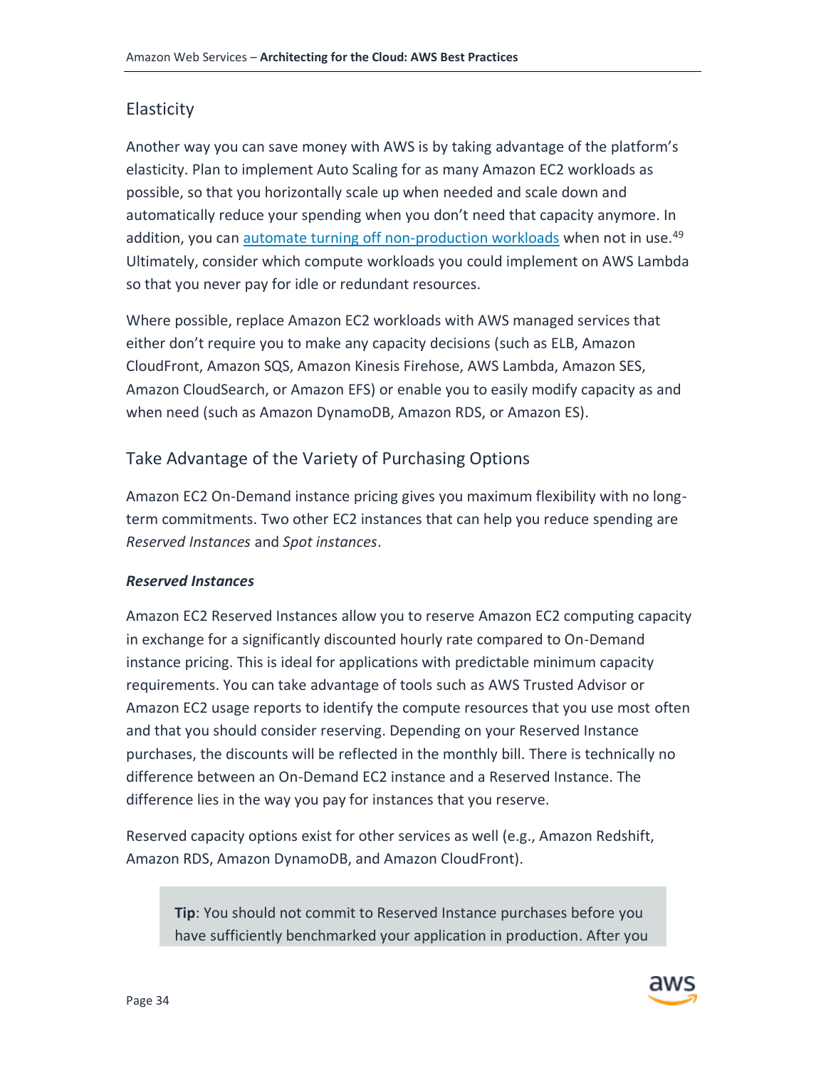## Elasticity

Another way you can save money with AWS is by taking advantage of the platform's elasticity. Plan to implement Auto Scaling for as many Amazon EC2 workloads as possible, so that you horizontally scale up when needed and scale down and automatically reduce your spending when you don't need that capacity anymore. In addition, you can automate turning off non-production workloads when not in use.[49] Ultimately, consider which compute workloads you could implement on AWS Lambda so that you never pay for idle or redundant resources.

Where possible, replace Amazon EC2 workloads with AWS managed services that either don't require you to make any capacity decisions (such as ELB, Amazon CloudFront, Amazon SQS, Amazon Kinesis Firehose, AWS Lambda, Amazon SES, Amazon CloudSearch, or Amazon EFS) or enable you to easily modify capacity as and when need (such as Amazon DynamoDB, Amazon RDS, or Amazon ES).

## Take Advantage of the Variety of Purchasing Options

Amazon EC2 On-Demand instance pricing gives you maximum flexibility with no long-term commitments. Two other EC2 instances that can help you reduce spending are *Reserved Instances* and *Spot instances*.

***Reserved Instances***

Amazon EC2 Reserved Instances allow you to reserve Amazon EC2 computing capacity in exchange for a significantly discounted hourly rate compared to On-Demand instance pricing. This is ideal for applications with predictable minimum capacity requirements. You can take advantage of tools such as AWS Trusted Advisor or Amazon EC2 usage reports to identify the compute resources that you use most often and that you should consider reserving. Depending on your Reserved Instance purchases, the discounts will be reflected in the monthly bill. There is technically no difference between an On-Demand EC2 instance and a Reserved Instance. The difference lies in the way you pay for instances that you reserve.

Reserved capacity options exist for other services as well (e.g., Amazon Redshift, Amazon RDS, Amazon DynamoDB, and Amazon CloudFront).

> **Tip**: You should not commit to Reserved Instance purchases before you have sufficiently benchmarked your application in production. After you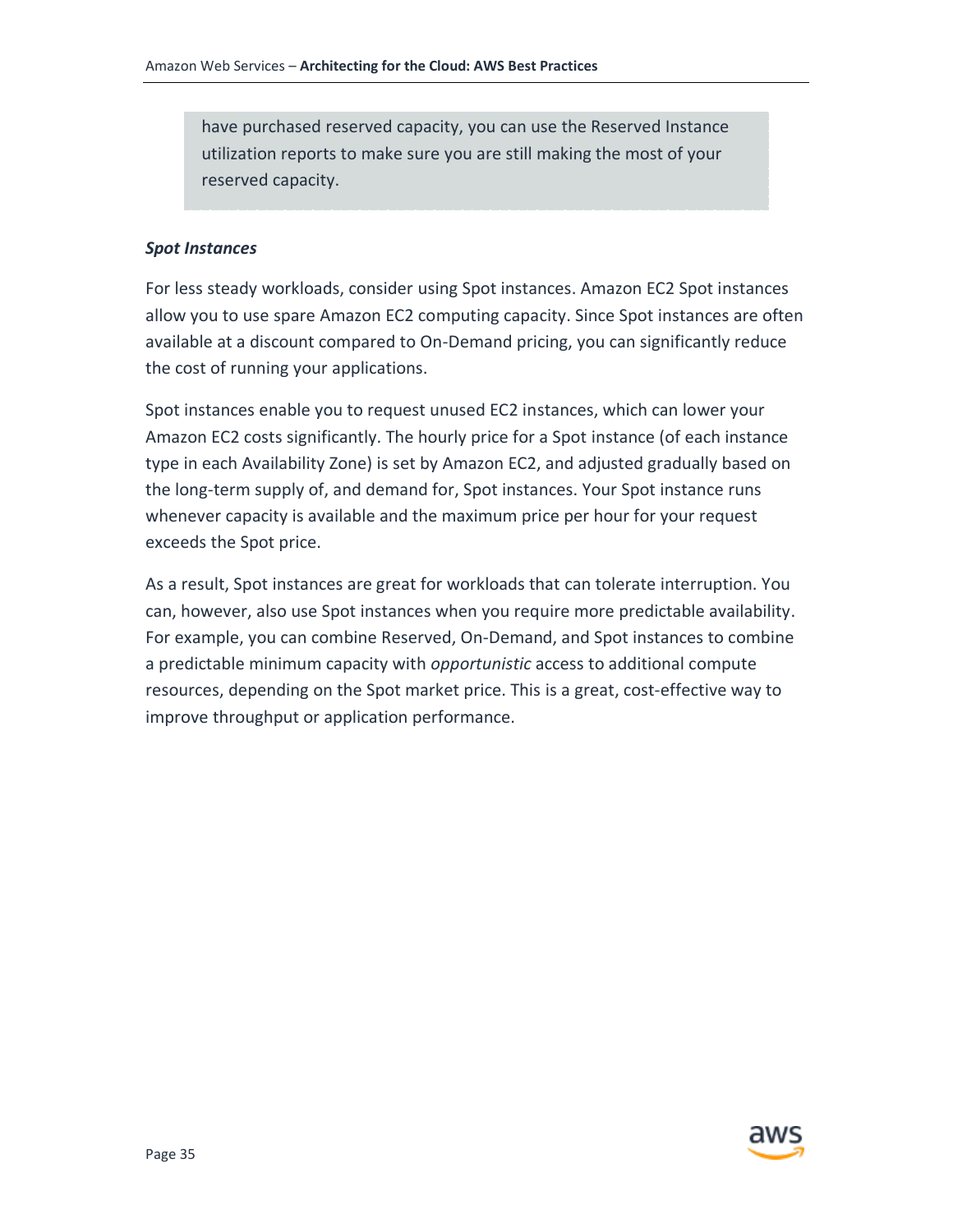> have purchased reserved capacity, you can use the Reserved Instance utilization reports to make sure you are still making the most of your reserved capacity.

***Spot Instances***

For less steady workloads, consider using Spot instances. Amazon EC2 Spot instances allow you to use spare Amazon EC2 computing capacity. Since Spot instances are often available at a discount compared to On-Demand pricing, you can significantly reduce the cost of running your applications.

Spot instances enable you to request unused EC2 instances, which can lower your Amazon EC2 costs significantly. The hourly price for a Spot instance (of each instance type in each Availability Zone) is set by Amazon EC2, and adjusted gradually based on the long-term supply of, and demand for, Spot instances. Your Spot instance runs whenever capacity is available and the maximum price per hour for your request exceeds the Spot price.

As a result, Spot instances are great for workloads that can tolerate interruption. You can, however, also use Spot instances when you require more predictable availability. For example, you can combine Reserved, On-Demand, and Spot instances to combine a predictable minimum capacity with *opportunistic* access to additional compute resources, depending on the Spot market price. This is a great, cost-effective way to improve throughput or application performance.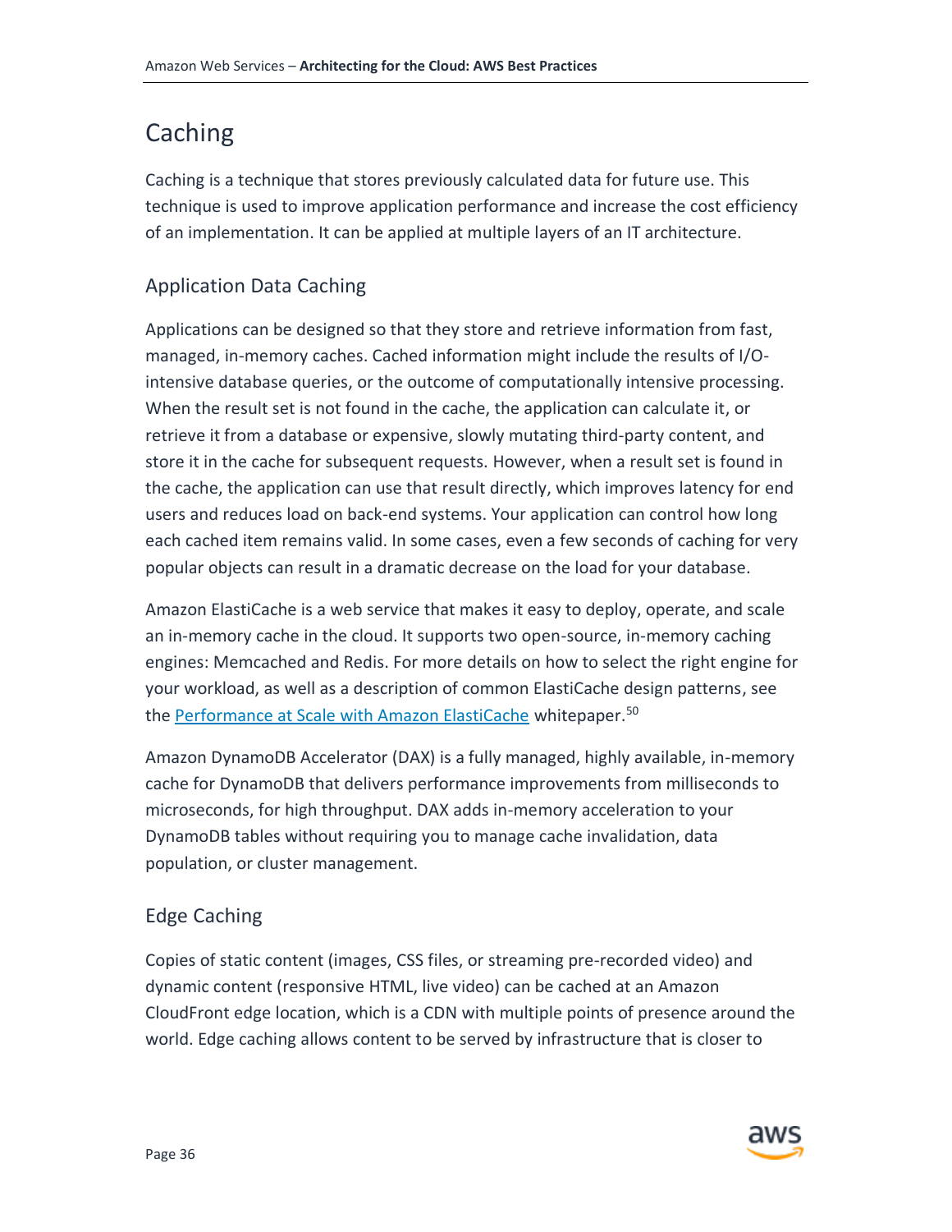## Caching

Caching is a technique that stores previously calculated data for future use. This technique is used to improve application performance and increase the cost efficiency of an implementation. It can be applied at multiple layers of an IT architecture.

### Application Data Caching

Applications can be designed so that they store and retrieve information from fast, managed, in-memory caches. Cached information might include the results of I/O-intensive database queries, or the outcome of computationally intensive processing. When the result set is not found in the cache, the application can calculate it, or retrieve it from a database or expensive, slowly mutating third-party content, and store it in the cache for subsequent requests. However, when a result set is found in the cache, the application can use that result directly, which improves latency for end users and reduces load on back-end systems. Your application can control how long each cached item remains valid. In some cases, even a few seconds of caching for very popular objects can result in a dramatic decrease on the load for your database.

Amazon ElastiCache is a web service that makes it easy to deploy, operate, and scale an in-memory cache in the cloud. It supports two open-source, in-memory caching engines: Memcached and Redis. For more details on how to select the right engine for your workload, as well as a description of common ElastiCache design patterns, see the Performance at Scale with Amazon ElastiCache whitepaper.[50]

Amazon DynamoDB Accelerator (DAX) is a fully managed, highly available, in-memory cache for DynamoDB that delivers performance improvements from milliseconds to microseconds, for high throughput. DAX adds in-memory acceleration to your DynamoDB tables without requiring you to manage cache invalidation, data population, or cluster management.

### Edge Caching

Copies of static content (images, CSS files, or streaming pre-recorded video) and dynamic content (responsive HTML, live video) can be cached at an Amazon CloudFront edge location, which is a CDN with multiple points of presence around the world. Edge caching allows content to be served by infrastructure that is closer to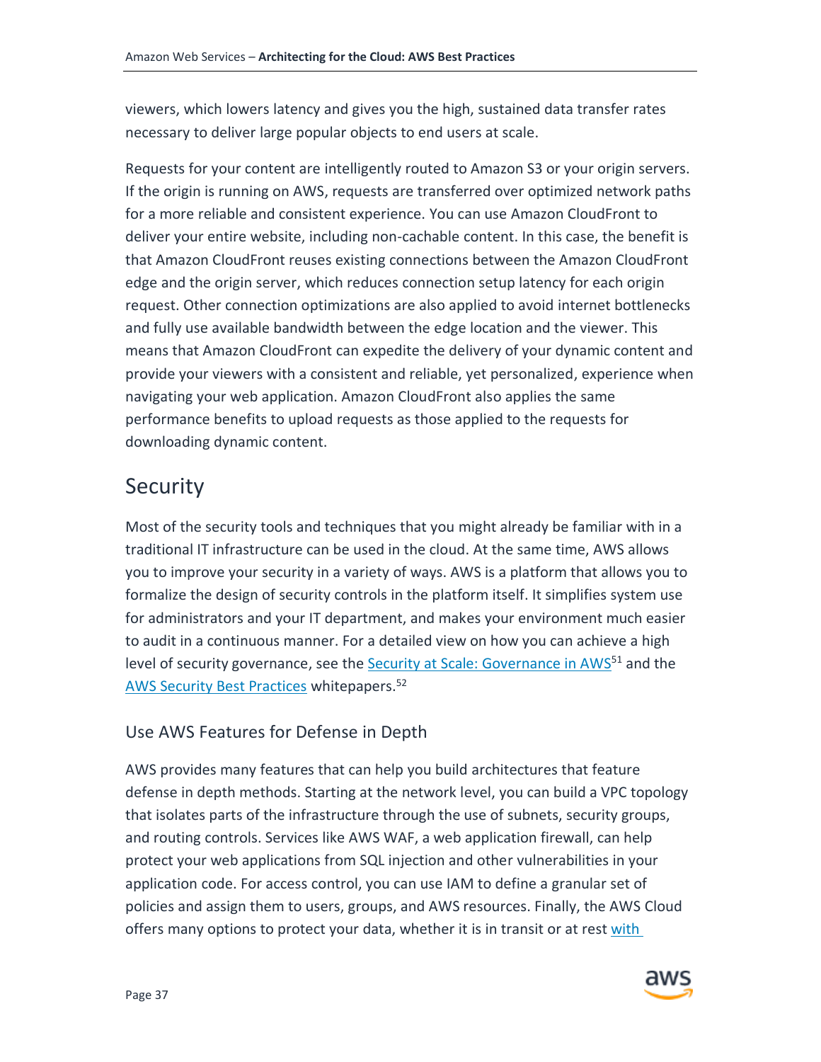viewers, which lowers latency and gives you the high, sustained data transfer rates necessary to deliver large popular objects to end users at scale.

Requests for your content are intelligently routed to Amazon S3 or your origin servers. If the origin is running on AWS, requests are transferred over optimized network paths for a more reliable and consistent experience. You can use Amazon CloudFront to deliver your entire website, including non-cachable content. In this case, the benefit is that Amazon CloudFront reuses existing connections between the Amazon CloudFront edge and the origin server, which reduces connection setup latency for each origin request. Other connection optimizations are also applied to avoid internet bottlenecks and fully use available bandwidth between the edge location and the viewer. This means that Amazon CloudFront can expedite the delivery of your dynamic content and provide your viewers with a consistent and reliable, yet personalized, experience when navigating your web application. Amazon CloudFront also applies the same performance benefits to upload requests as those applied to the requests for downloading dynamic content.

# Security

Most of the security tools and techniques that you might already be familiar with in a traditional IT infrastructure can be used in the cloud. At the same time, AWS allows you to improve your security in a variety of ways. AWS is a platform that allows you to formalize the design of security controls in the platform itself. It simplifies system use for administrators and your IT department, and makes your environment much easier to audit in a continuous manner. For a detailed view on how you can achieve a high level of security governance, see the Security at Scale: Governance in AWS[51] and the AWS Security Best Practices whitepapers.[52]

## Use AWS Features for Defense in Depth

AWS provides many features that can help you build architectures that feature defense in depth methods. Starting at the network level, you can build a VPC topology that isolates parts of the infrastructure through the use of subnets, security groups, and routing controls. Services like AWS WAF, a web application firewall, can help protect your web applications from SQL injection and other vulnerabilities in your application code. For access control, you can use IAM to define a granular set of policies and assign them to users, groups, and AWS resources. Finally, the AWS Cloud offers many options to protect your data, whether it is in transit or at rest with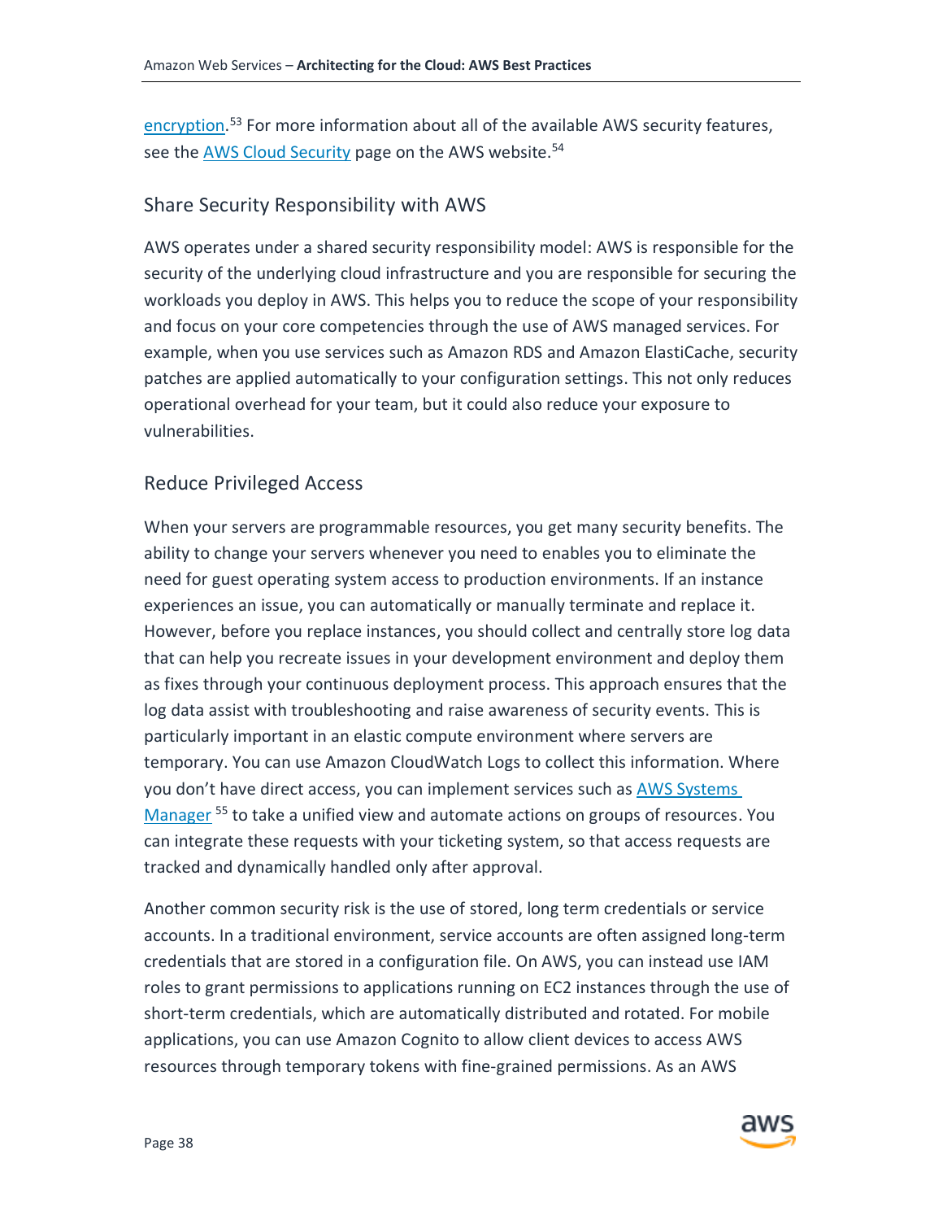encryption.[53] For more information about all of the available AWS security features, see the AWS Cloud Security page on the AWS website.[54]

### Share Security Responsibility with AWS

AWS operates under a shared security responsibility model: AWS is responsible for the security of the underlying cloud infrastructure and you are responsible for securing the workloads you deploy in AWS. This helps you to reduce the scope of your responsibility and focus on your core competencies through the use of AWS managed services. For example, when you use services such as Amazon RDS and Amazon ElastiCache, security patches are applied automatically to your configuration settings. This not only reduces operational overhead for your team, but it could also reduce your exposure to vulnerabilities.

### Reduce Privileged Access

When your servers are programmable resources, you get many security benefits. The ability to change your servers whenever you need to enables you to eliminate the need for guest operating system access to production environments. If an instance experiences an issue, you can automatically or manually terminate and replace it. However, before you replace instances, you should collect and centrally store log data that can help you recreate issues in your development environment and deploy them as fixes through your continuous deployment process. This approach ensures that the log data assist with troubleshooting and raise awareness of security events. This is particularly important in an elastic compute environment where servers are temporary. You can use Amazon CloudWatch Logs to collect this information. Where you don't have direct access, you can implement services such as AWS Systems Manager [55] to take a unified view and automate actions on groups of resources. You can integrate these requests with your ticketing system, so that access requests are tracked and dynamically handled only after approval.

Another common security risk is the use of stored, long term credentials or service accounts. In a traditional environment, service accounts are often assigned long-term credentials that are stored in a configuration file. On AWS, you can instead use IAM roles to grant permissions to applications running on EC2 instances through the use of short-term credentials, which are automatically distributed and rotated. For mobile applications, you can use Amazon Cognito to allow client devices to access AWS resources through temporary tokens with fine-grained permissions. As an AWS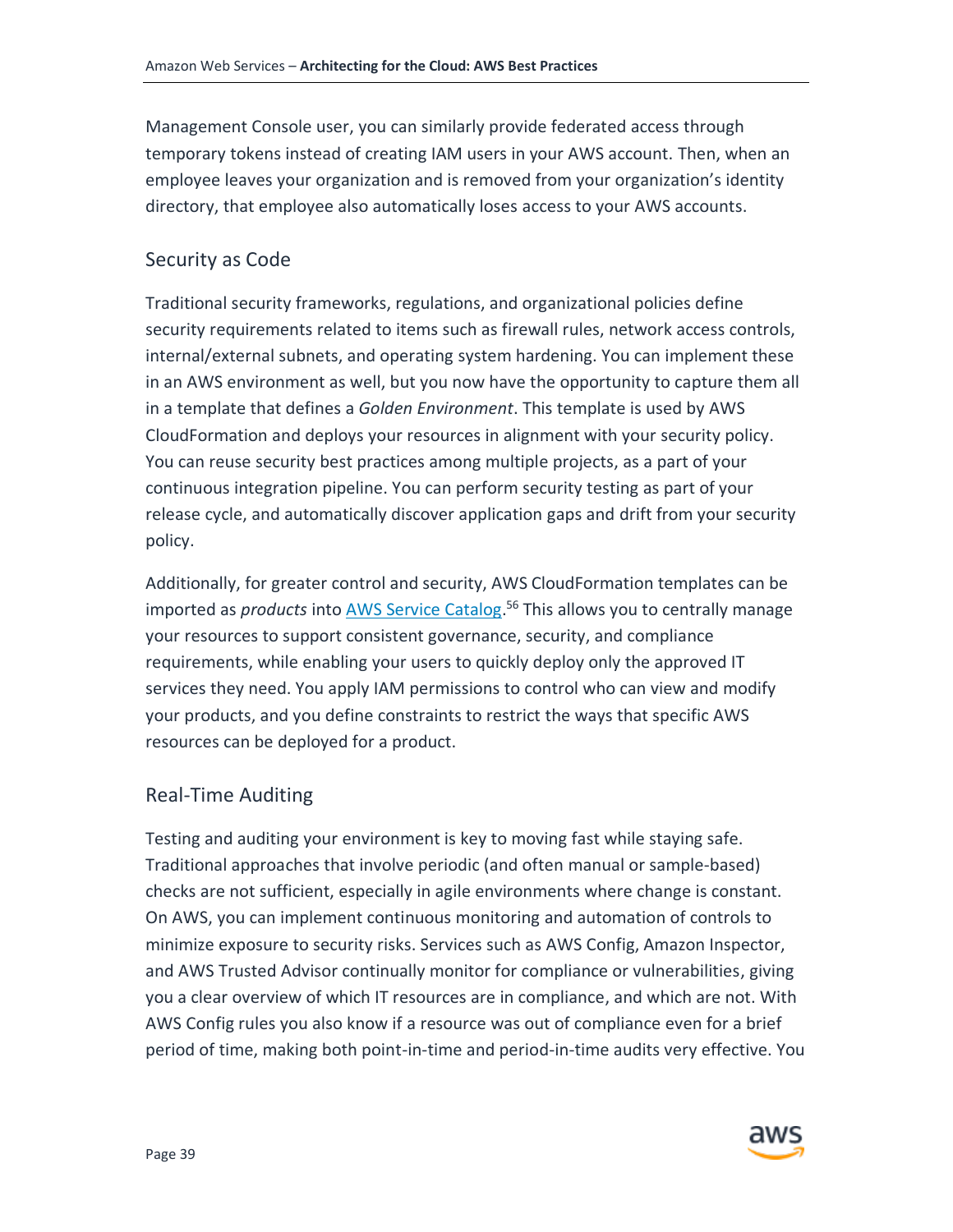Management Console user, you can similarly provide federated access through temporary tokens instead of creating IAM users in your AWS account. Then, when an employee leaves your organization and is removed from your organization's identity directory, that employee also automatically loses access to your AWS accounts.

### Security as Code

Traditional security frameworks, regulations, and organizational policies define security requirements related to items such as firewall rules, network access controls, internal/external subnets, and operating system hardening. You can implement these in an AWS environment as well, but you now have the opportunity to capture them all in a template that defines a *Golden Environment*. This template is used by AWS CloudFormation and deploys your resources in alignment with your security policy. You can reuse security best practices among multiple projects, as a part of your continuous integration pipeline. You can perform security testing as part of your release cycle, and automatically discover application gaps and drift from your security policy.

Additionally, for greater control and security, AWS CloudFormation templates can be imported as *products* into AWS Service Catalog.[56] This allows you to centrally manage your resources to support consistent governance, security, and compliance requirements, while enabling your users to quickly deploy only the approved IT services they need. You apply IAM permissions to control who can view and modify your products, and you define constraints to restrict the ways that specific AWS resources can be deployed for a product.

### Real-Time Auditing

Testing and auditing your environment is key to moving fast while staying safe. Traditional approaches that involve periodic (and often manual or sample-based) checks are not sufficient, especially in agile environments where change is constant. On AWS, you can implement continuous monitoring and automation of controls to minimize exposure to security risks. Services such as AWS Config, Amazon Inspector, and AWS Trusted Advisor continually monitor for compliance or vulnerabilities, giving you a clear overview of which IT resources are in compliance, and which are not. With AWS Config rules you also know if a resource was out of compliance even for a brief period of time, making both point-in-time and period-in-time audits very effective. You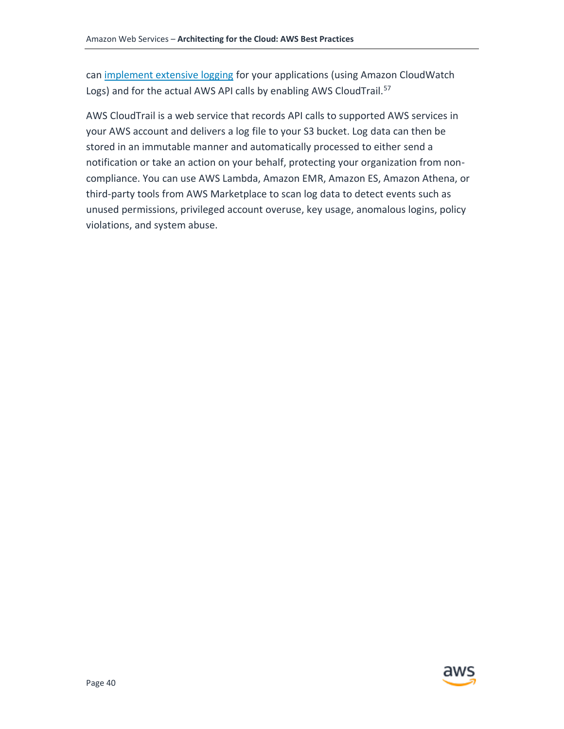can implement extensive logging for your applications (using Amazon CloudWatch Logs) and for the actual AWS API calls by enabling AWS CloudTrail.[57]

AWS CloudTrail is a web service that records API calls to supported AWS services in your AWS account and delivers a log file to your S3 bucket. Log data can then be stored in an immutable manner and automatically processed to either send a notification or take an action on your behalf, protecting your organization from non-compliance. You can use AWS Lambda, Amazon EMR, Amazon ES, Amazon Athena, or third-party tools from AWS Marketplace to scan log data to detect events such as unused permissions, privileged account overuse, key usage, anomalous logins, policy violations, and system abuse.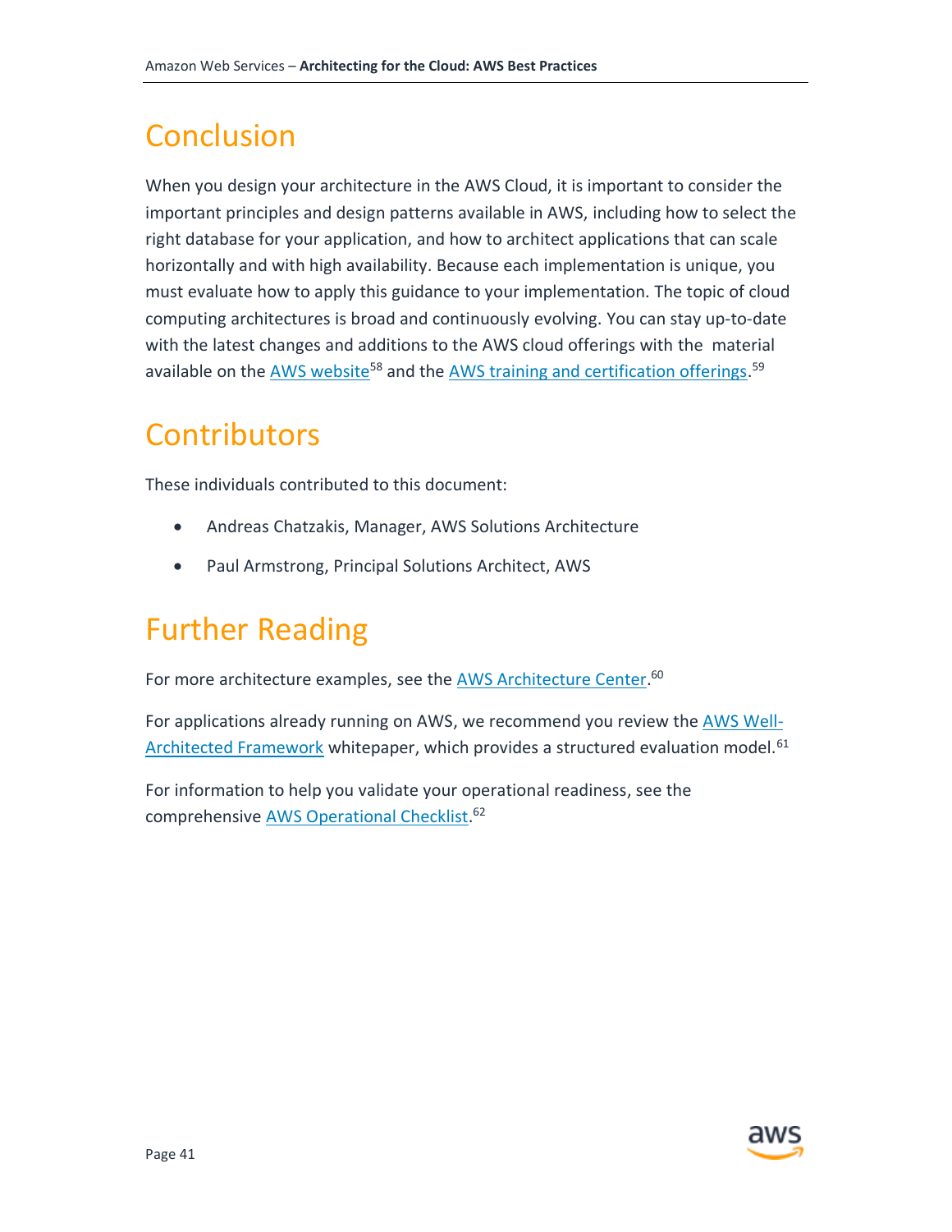# Conclusion

When you design your architecture in the AWS Cloud, it is important to consider the important principles and design patterns available in AWS, including how to select the right database for your application, and how to architect applications that can scale horizontally and with high availability. Because each implementation is unique, you must evaluate how to apply this guidance to your implementation. The topic of cloud computing architectures is broad and continuously evolving. You can stay up-to-date with the latest changes and additions to the AWS cloud offerings with the material available on the AWS website[58] and the AWS training and certification offerings.[59]

# Contributors

These individuals contributed to this document:

- Andreas Chatzakis, Manager, AWS Solutions Architecture
- Paul Armstrong, Principal Solutions Architect, AWS

# Further Reading

For more architecture examples, see the AWS Architecture Center.[60]

For applications already running on AWS, we recommend you review the AWS Well-Architected Framework whitepaper, which provides a structured evaluation model.[61]

For information to help you validate your operational readiness, see the comprehensive AWS Operational Checklist.[62]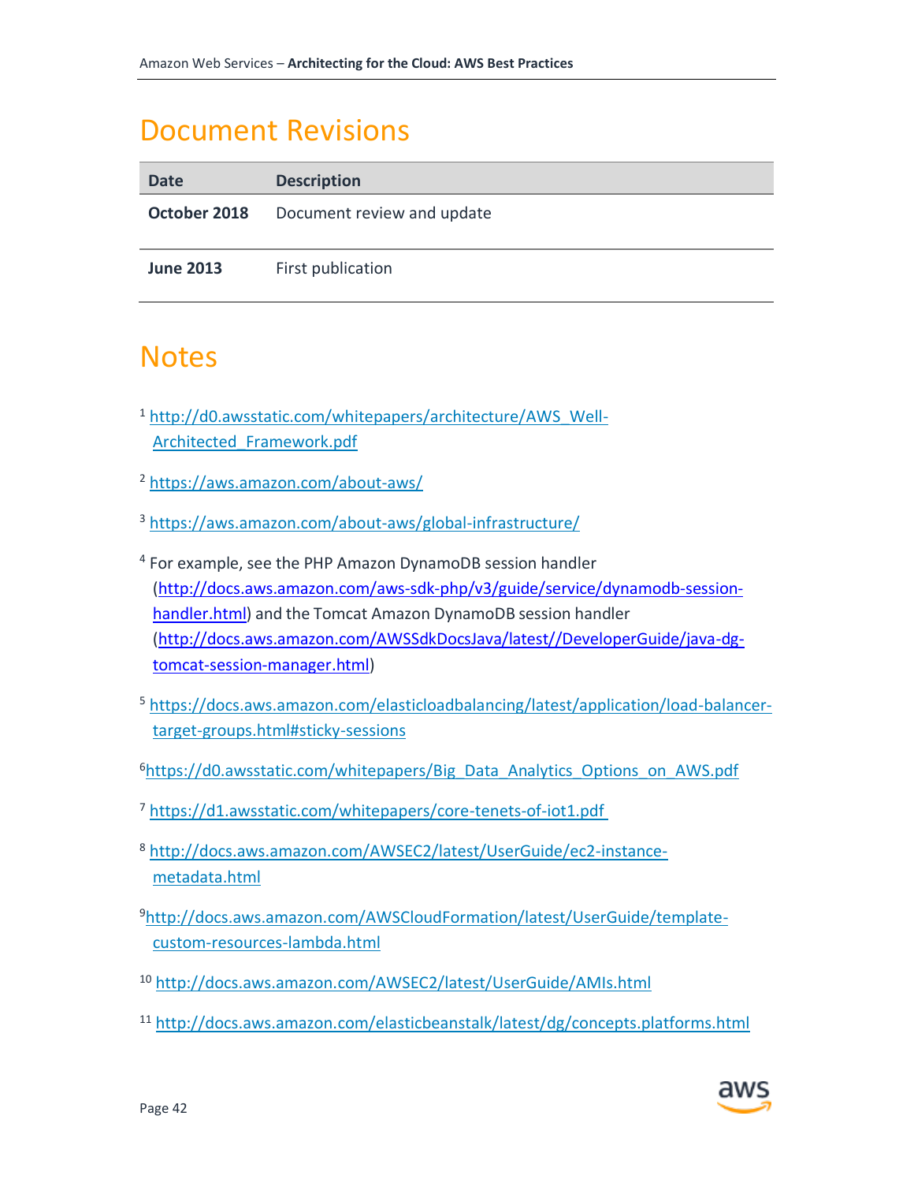# Document Revisions

| Date | Description |
|---|---|
| **October 2018** | Document review and update |
| **June 2013** | First publication |

# Notes

[1] http://d0.awsstatic.com/whitepapers/architecture/AWS_Well-Architected_Framework.pdf

[2] https://aws.amazon.com/about-aws/

[3] https://aws.amazon.com/about-aws/global-infrastructure/

[4] For example, see the PHP Amazon DynamoDB session handler (http://docs.aws.amazon.com/aws-sdk-php/v3/guide/service/dynamodb-session-handler.html) and the Tomcat Amazon DynamoDB session handler (http://docs.aws.amazon.com/AWSSdkDocsJava/latest//DeveloperGuide/java-dg-tomcat-session-manager.html)

[5] https://docs.aws.amazon.com/elasticloadbalancing/latest/application/load-balancer-target-groups.html#sticky-sessions

[6] https://d0.awsstatic.com/whitepapers/Big_Data_Analytics_Options_on_AWS.pdf

[7] https://d1.awsstatic.com/whitepapers/core-tenets-of-iot1.pdf

[8] http://docs.aws.amazon.com/AWSEC2/latest/UserGuide/ec2-instance-metadata.html

[9] http://docs.aws.amazon.com/AWSCloudFormation/latest/UserGuide/template-custom-resources-lambda.html

[10] http://docs.aws.amazon.com/AWSEC2/latest/UserGuide/AMIs.html

[11] http://docs.aws.amazon.com/elasticbeanstalk/latest/dg/concepts.platforms.html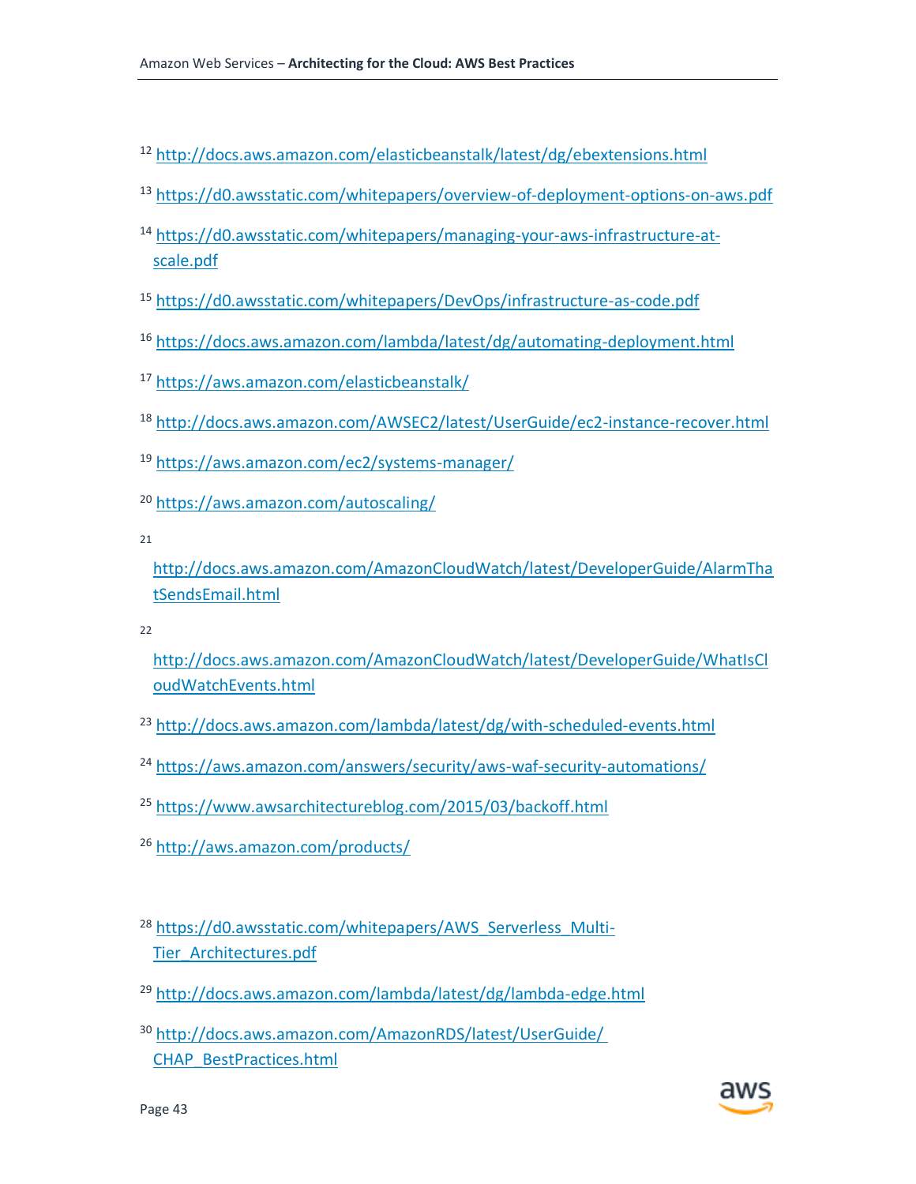[12] http://docs.aws.amazon.com/elasticbeanstalk/latest/dg/ebextensions.html

[13] https://d0.awsstatic.com/whitepapers/overview-of-deployment-options-on-aws.pdf

[14] https://d0.awsstatic.com/whitepapers/managing-your-aws-infrastructure-at-scale.pdf

[15] https://d0.awsstatic.com/whitepapers/DevOps/infrastructure-as-code.pdf

[16] https://docs.aws.amazon.com/lambda/latest/dg/automating-deployment.html

[17] https://aws.amazon.com/elasticbeanstalk/

[18] http://docs.aws.amazon.com/AWSEC2/latest/UserGuide/ec2-instance-recover.html

[19] https://aws.amazon.com/ec2/systems-manager/

[20] https://aws.amazon.com/autoscaling/

[21] http://docs.aws.amazon.com/AmazonCloudWatch/latest/DeveloperGuide/AlarmThatSendsEmail.html

[22] http://docs.aws.amazon.com/AmazonCloudWatch/latest/DeveloperGuide/WhatIsCloudWatchEvents.html

[23] http://docs.aws.amazon.com/lambda/latest/dg/with-scheduled-events.html

[24] https://aws.amazon.com/answers/security/aws-waf-security-automations/

[25] https://www.awsarchitectureblog.com/2015/03/backoff.html

[26] http://aws.amazon.com/products/

[28] https://d0.awsstatic.com/whitepapers/AWS_Serverless_Multi-Tier_Architectures.pdf

[29] http://docs.aws.amazon.com/lambda/latest/dg/lambda-edge.html

[30] http://docs.aws.amazon.com/AmazonRDS/latest/UserGuide/CHAP_BestPractices.html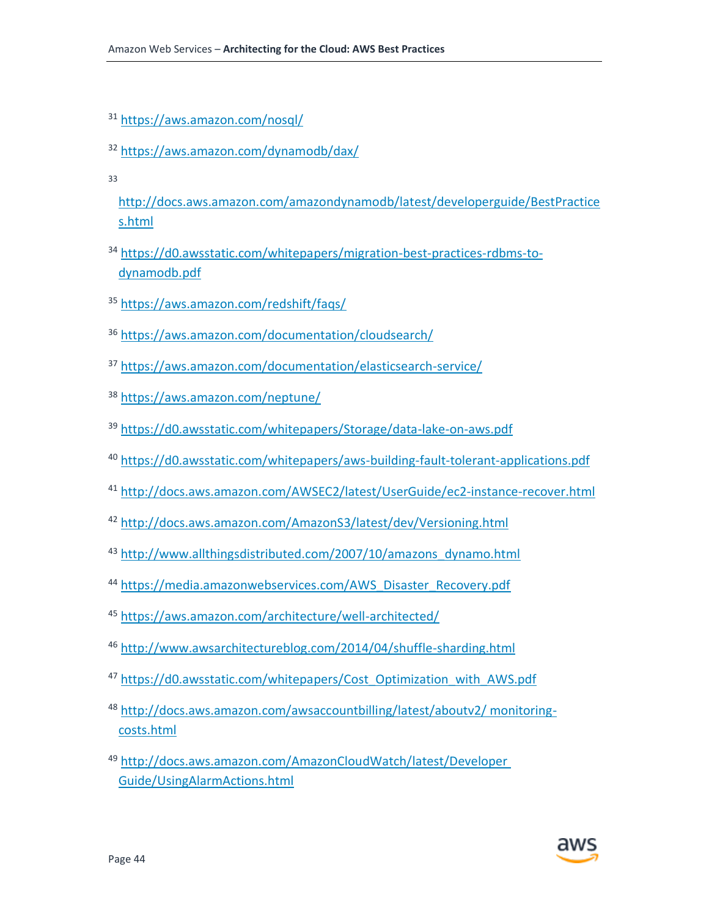[31] https://aws.amazon.com/nosql/

[32] https://aws.amazon.com/dynamodb/dax/

[33] http://docs.aws.amazon.com/amazondynamodb/latest/developerguide/BestPractices.html

[34] https://d0.awsstatic.com/whitepapers/migration-best-practices-rdbms-to-dynamodb.pdf

[35] https://aws.amazon.com/redshift/faqs/

[36] https://aws.amazon.com/documentation/cloudsearch/

[37] https://aws.amazon.com/documentation/elasticsearch-service/

[38] https://aws.amazon.com/neptune/

[39] https://d0.awsstatic.com/whitepapers/Storage/data-lake-on-aws.pdf

[40] https://d0.awsstatic.com/whitepapers/aws-building-fault-tolerant-applications.pdf

[41] http://docs.aws.amazon.com/AWSEC2/latest/UserGuide/ec2-instance-recover.html

[42] http://docs.aws.amazon.com/AmazonS3/latest/dev/Versioning.html

[43] http://www.allthingsdistributed.com/2007/10/amazons_dynamo.html

[44] https://media.amazonwebservices.com/AWS_Disaster_Recovery.pdf

[45] https://aws.amazon.com/architecture/well-architected/

[46] http://www.awsarchitectureblog.com/2014/04/shuffle-sharding.html

[47] https://d0.awsstatic.com/whitepapers/Cost_Optimization_with_AWS.pdf

[48] http://docs.aws.amazon.com/awsaccountbilling/latest/aboutv2/ monitoring-costs.html

[49] http://docs.aws.amazon.com/AmazonCloudWatch/latest/Developer Guide/UsingAlarmActions.html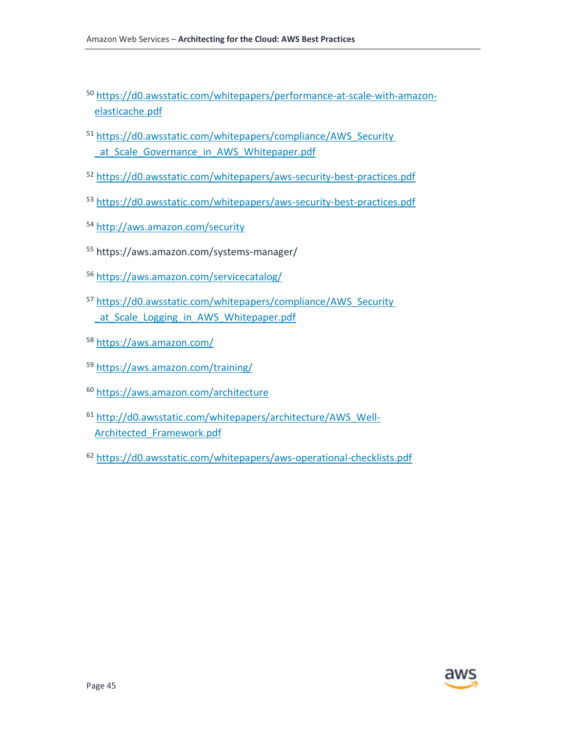[50] https://d0.awsstatic.com/whitepapers/performance-at-scale-with-amazon-elasticache.pdf

[51] https://d0.awsstatic.com/whitepapers/compliance/AWS_Security_at_Scale_Governance_in_AWS_Whitepaper.pdf

[52] https://d0.awsstatic.com/whitepapers/aws-security-best-practices.pdf

[53] https://d0.awsstatic.com/whitepapers/aws-security-best-practices.pdf

[54] http://aws.amazon.com/security

[55] https://aws.amazon.com/systems-manager/

[56] https://aws.amazon.com/servicecatalog/

[57] https://d0.awsstatic.com/whitepapers/compliance/AWS_Security_at_Scale_Logging_in_AWS_Whitepaper.pdf

[58] https://aws.amazon.com/

[59] https://aws.amazon.com/training/

[60] https://aws.amazon.com/architecture

[61] http://d0.awsstatic.com/whitepapers/architecture/AWS_Well-Architected_Framework.pdf

[62] https://d0.awsstatic.com/whitepapers/aws-operational-checklists.pdf